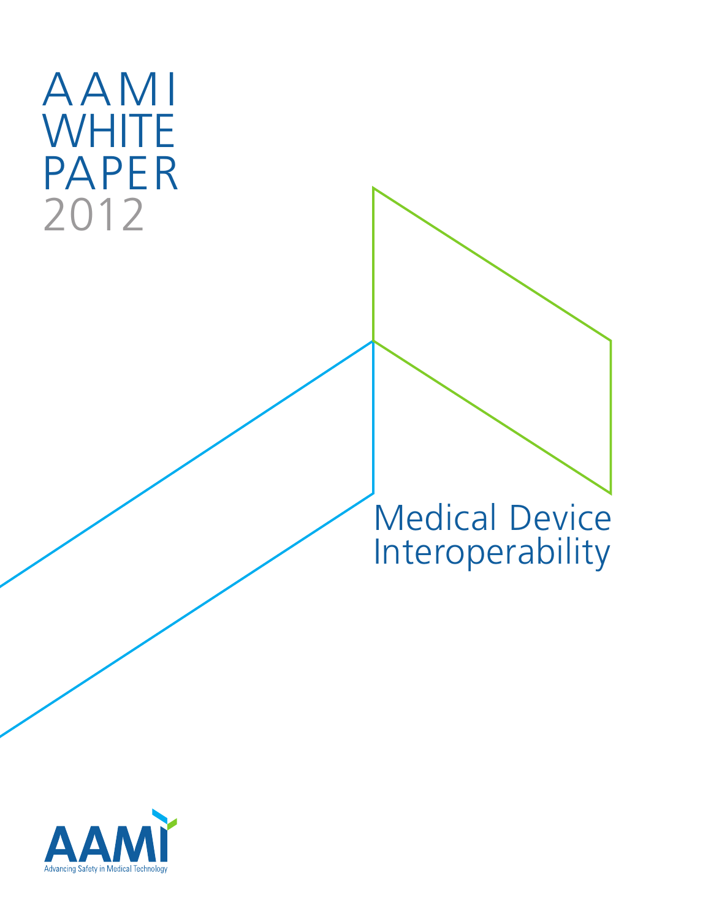# AAMI WHITE PAPER 2012

# Medical Device Interoperability

AAMI

Advancing Safety in Medical Technology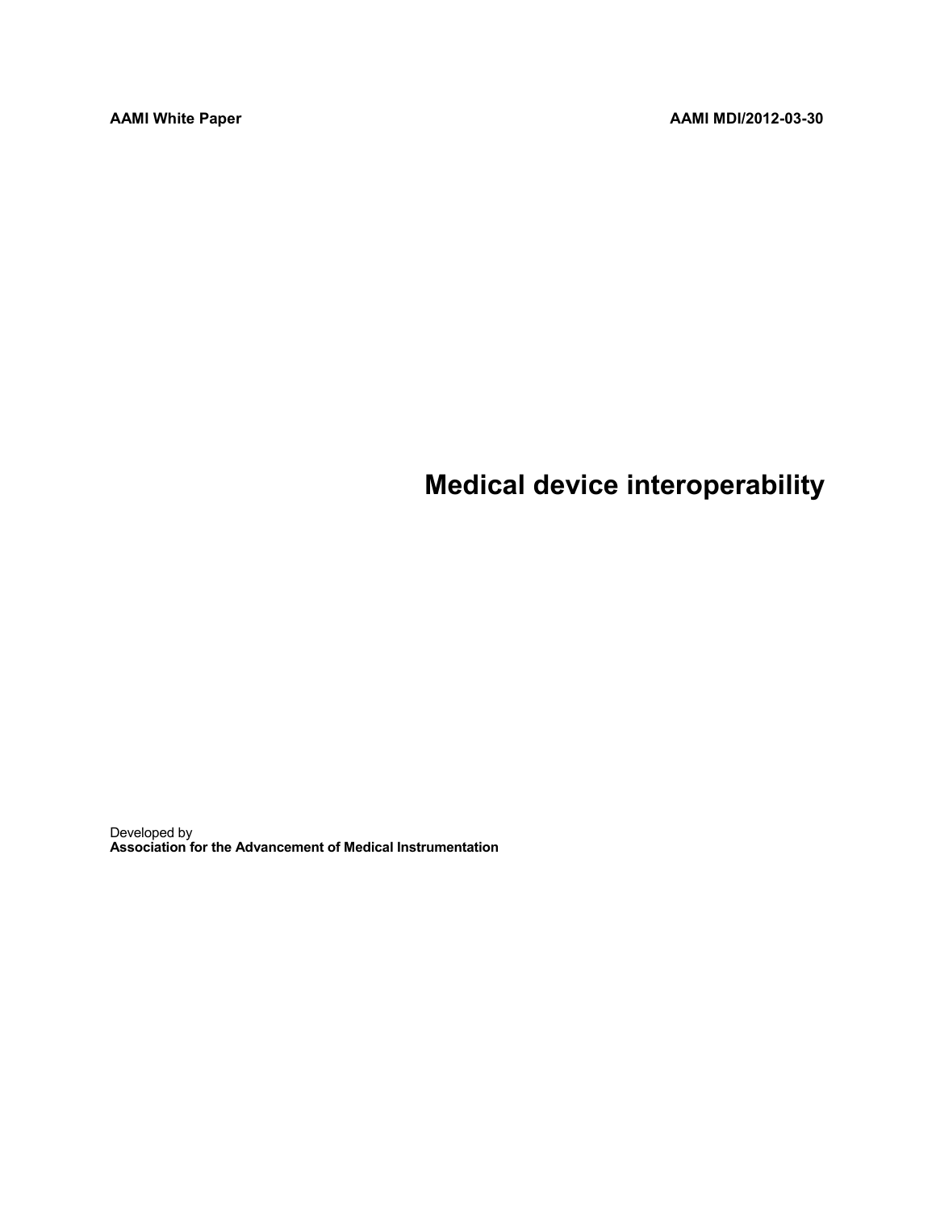**AAMI White Paper** **AAMI MDI/2012-03-30**

# Medical device interoperability

Developed by
**Association for the Advancement of Medical Instrumentation**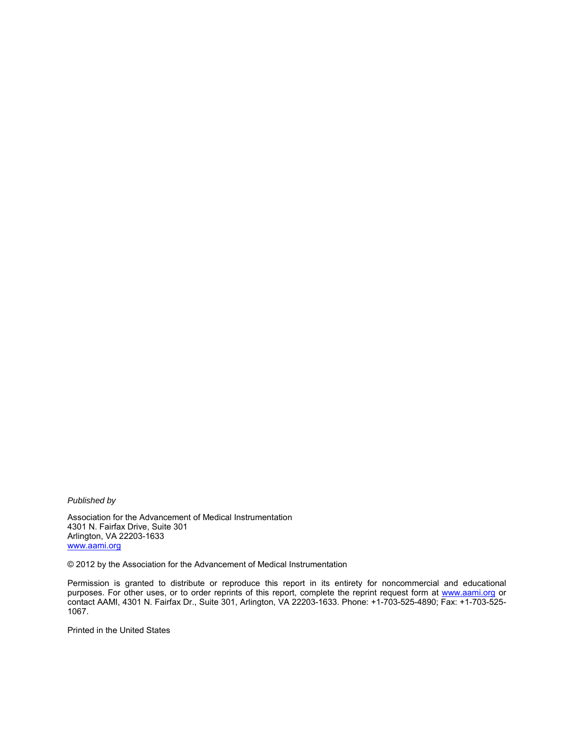*Published by*

Association for the Advancement of Medical Instrumentation
4301 N. Fairfax Drive, Suite 301
Arlington, VA 22203-1633
www.aami.org

© 2012 by the Association for the Advancement of Medical Instrumentation

Permission is granted to distribute or reproduce this report in its entirety for noncommercial and educational purposes. For other uses, or to order reprints of this report, complete the reprint request form at www.aami.org or contact AAMI, 4301 N. Fairfax Dr., Suite 301, Arlington, VA 22203-1633. Phone: +1-703-525-4890; Fax: +1-703-525-1067.

Printed in the United States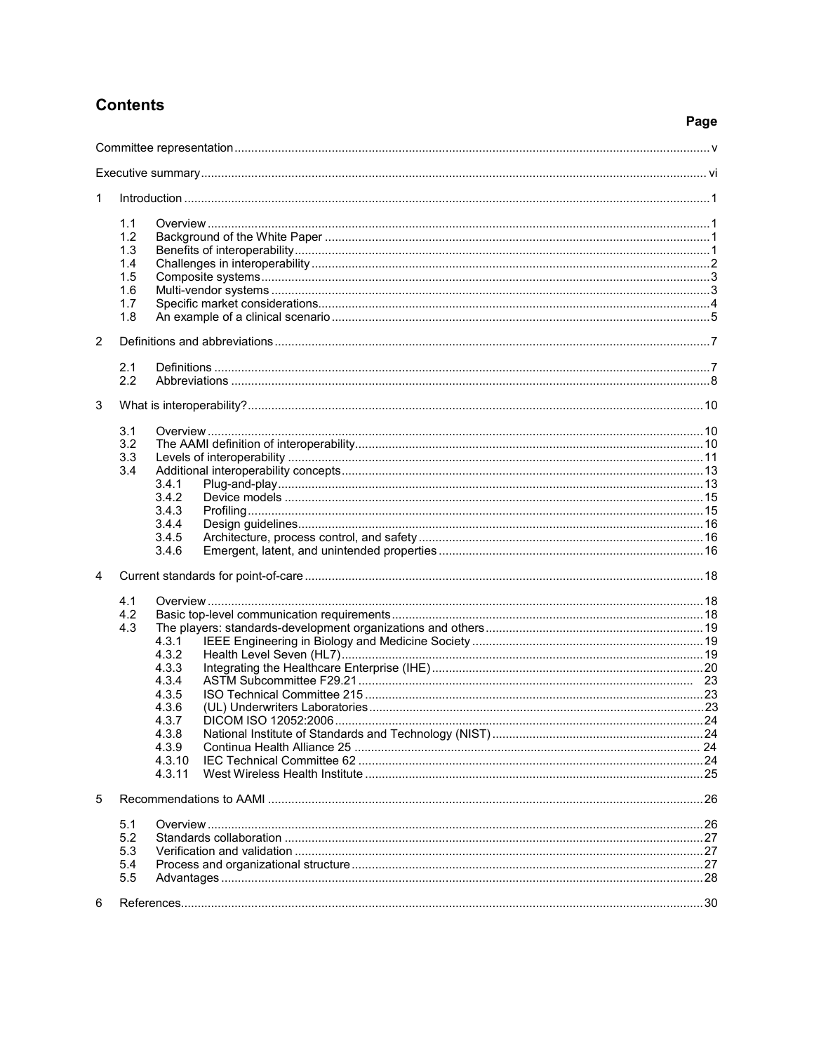# Contents

| | | Page |
|---|---|---|
| Committee representation | | v |
| Executive summary | | vi |
| 1 | Introduction | 1 |
| | 1.1 Overview | 1 |
| | 1.2 Background of the White Paper | 1 |
| | 1.3 Benefits of interoperability | 1 |
| | 1.4 Challenges in interoperability | 2 |
| | 1.5 Composite systems | 3 |
| | 1.6 Multi-vendor systems | 3 |
| | 1.7 Specific market considerations | 4 |
| | 1.8 An example of a clinical scenario | 5 |
| 2 | Definitions and abbreviations | 7 |
| | 2.1 Definitions | 7 |
| | 2.2 Abbreviations | 8 |
| 3 | What is interoperability? | 10 |
| | 3.1 Overview | 10 |
| | 3.2 The AAMI definition of interoperability | 10 |
| | 3.3 Levels of interoperability | 11 |
| | 3.4 Additional interoperability concepts | 13 |
| | 3.4.1 Plug-and-play | 13 |
| | 3.4.2 Device models | 15 |
| | 3.4.3 Profiling | 15 |
| | 3.4.4 Design guidelines | 16 |
| | 3.4.5 Architecture, process control, and safety | 16 |
| | 3.4.6 Emergent, latent, and unintended properties | 16 |
| 4 | Current standards for point-of-care | 18 |
| | 4.1 Overview | 18 |
| | 4.2 Basic top-level communication requirements | 18 |
| | 4.3 The players: standards-development organizations and others | 19 |
| | 4.3.1 IEEE Engineering in Biology and Medicine Society | 19 |
| | 4.3.2 Health Level Seven (HL7) | 19 |
| | 4.3.3 Integrating the Healthcare Enterprise (IHE) | 20 |
| | 4.3.4 ASTM Subcommittee F29.21 | 23 |
| | 4.3.5 ISO Technical Committee 215 | 23 |
| | 4.3.6 (UL) Underwriters Laboratories | 23 |
| | 4.3.7 DICOM ISO 12052:2006 | 24 |
| | 4.3.8 National Institute of Standards and Technology (NIST) | 24 |
| | 4.3.9 Continua Health Alliance 25 | 24 |
| | 4.3.10 IEC Technical Committee 62 | 24 |
| | 4.3.11 West Wireless Health Institute | 25 |
| 5 | Recommendations to AAMI | 26 |
| | 5.1 Overview | 26 |
| | 5.2 Standards collaboration | 27 |
| | 5.3 Verification and validation | 27 |
| | 5.4 Process and organizational structure | 27 |
| | 5.5 Advantages | 28 |
| 6 | References | 30 |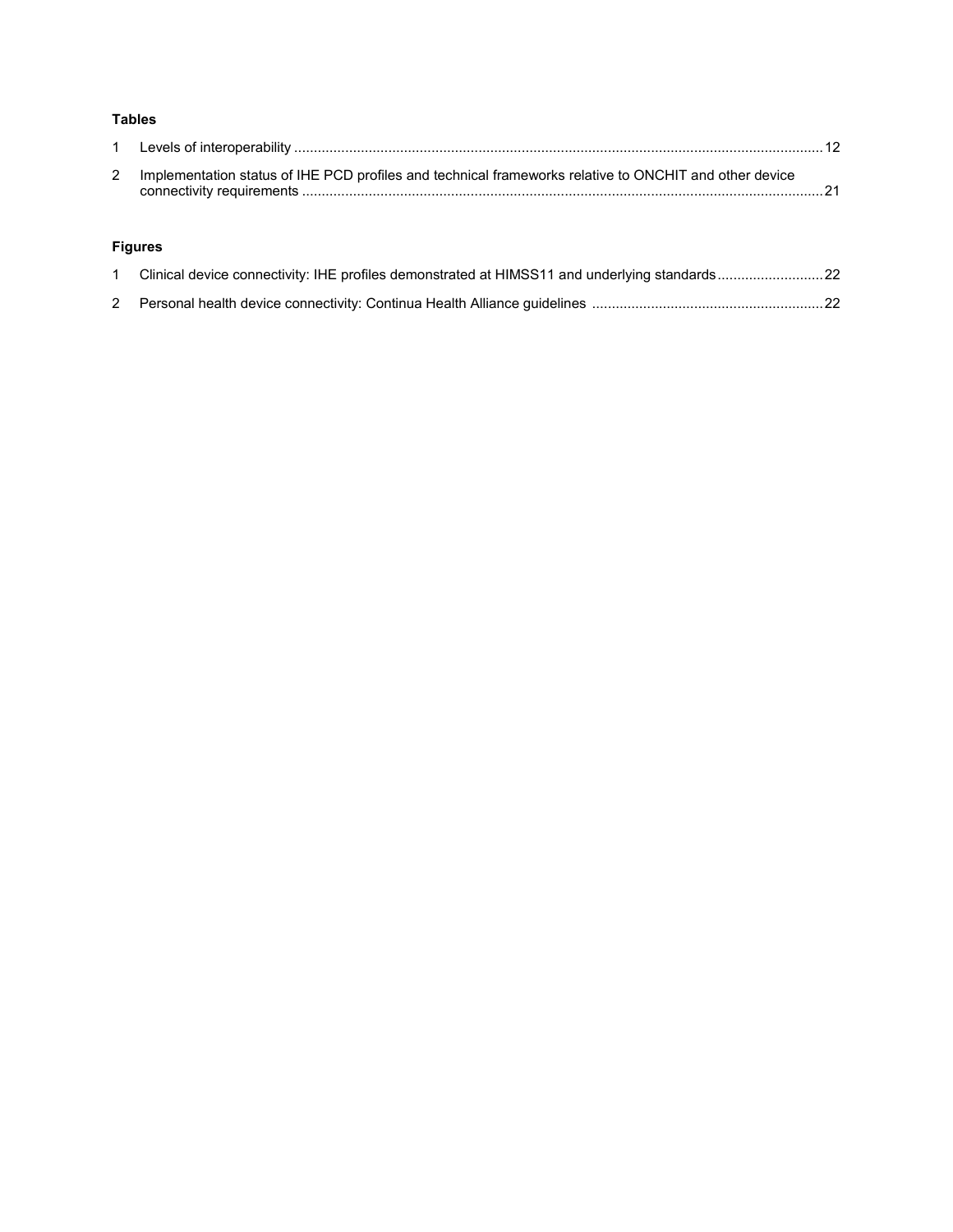**Tables**

1 Levels of interoperability ..... 12

2 Implementation status of IHE PCD profiles and technical frameworks relative to ONCHIT and other device connectivity requirements ..... 21

**Figures**

1 Clinical device connectivity: IHE profiles demonstrated at HIMSS11 and underlying standards ..... 22

2 Personal health device connectivity: Continua Health Alliance guidelines ..... 22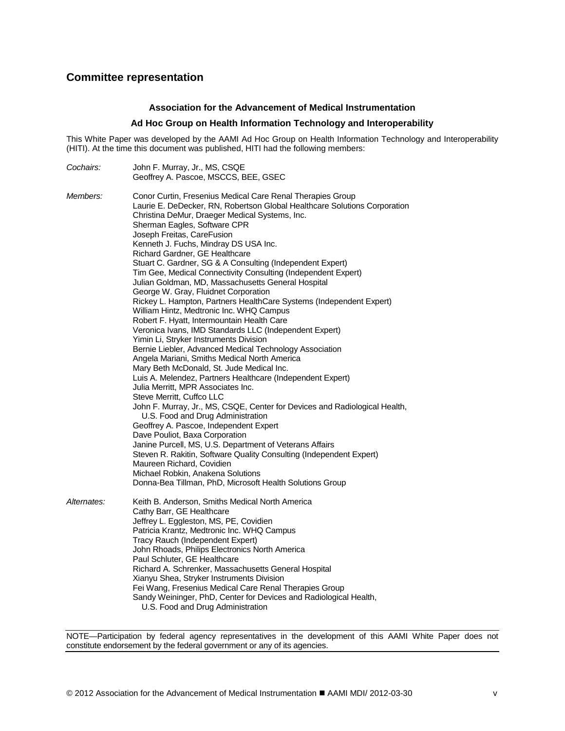## Committee representation

**Association for the Advancement of Medical Instrumentation**

**Ad Hoc Group on Health Information Technology and Interoperability**

This White Paper was developed by the AAMI Ad Hoc Group on Health Information Technology and Interoperability (HITI). At the time this document was published, HITI had the following members:

*Cochairs:*
John F. Murray, Jr., MS, CSQE
Geoffrey A. Pascoe, MSCCS, BEE, GSEC

*Members:*
Conor Curtin, Fresenius Medical Care Renal Therapies Group
Laurie E. DeDecker, RN, Robertson Global Healthcare Solutions Corporation
Christina DeMur, Draeger Medical Systems, Inc.
Sherman Eagles, Software CPR
Joseph Freitas, CareFusion
Kenneth J. Fuchs, Mindray DS USA Inc.
Richard Gardner, GE Healthcare
Stuart C. Gardner, SG & A Consulting (Independent Expert)
Tim Gee, Medical Connectivity Consulting (Independent Expert)
Julian Goldman, MD, Massachusetts General Hospital
George W. Gray, Fluidnet Corporation
Rickey L. Hampton, Partners HealthCare Systems (Independent Expert)
William Hintz, Medtronic Inc. WHQ Campus
Robert F. Hyatt, Intermountain Health Care
Veronica Ivans, IMD Standards LLC (Independent Expert)
Yimin Li, Stryker Instruments Division
Bernie Liebler, Advanced Medical Technology Association
Angela Mariani, Smiths Medical North America
Mary Beth McDonald, St. Jude Medical Inc.
Luis A. Melendez, Partners Healthcare (Independent Expert)
Julia Merritt, MPR Associates Inc.
Steve Merritt, Cuffco LLC
John F. Murray, Jr., MS, CSQE, Center for Devices and Radiological Health, U.S. Food and Drug Administration
Geoffrey A. Pascoe, Independent Expert
Dave Pouliot, Baxa Corporation
Janine Purcell, MS, U.S. Department of Veterans Affairs
Steven R. Rakitin, Software Quality Consulting (Independent Expert)
Maureen Richard, Covidien
Michael Robkin, Anakena Solutions
Donna-Bea Tillman, PhD, Microsoft Health Solutions Group

*Alternates:*
Keith B. Anderson, Smiths Medical North America
Cathy Barr, GE Healthcare
Jeffrey L. Eggleston, MS, PE, Covidien
Patricia Krantz, Medtronic Inc. WHQ Campus
Tracy Rauch (Independent Expert)
John Rhoads, Philips Electronics North America
Paul Schluter, GE Healthcare
Richard A. Schrenker, Massachusetts General Hospital
Xianyu Shea, Stryker Instruments Division
Fei Wang, Fresenius Medical Care Renal Therapies Group
Sandy Weininger, PhD, Center for Devices and Radiological Health, U.S. Food and Drug Administration

NOTE—Participation by federal agency representatives in the development of this AAMI White Paper does not constitute endorsement by the federal government or any of its agencies.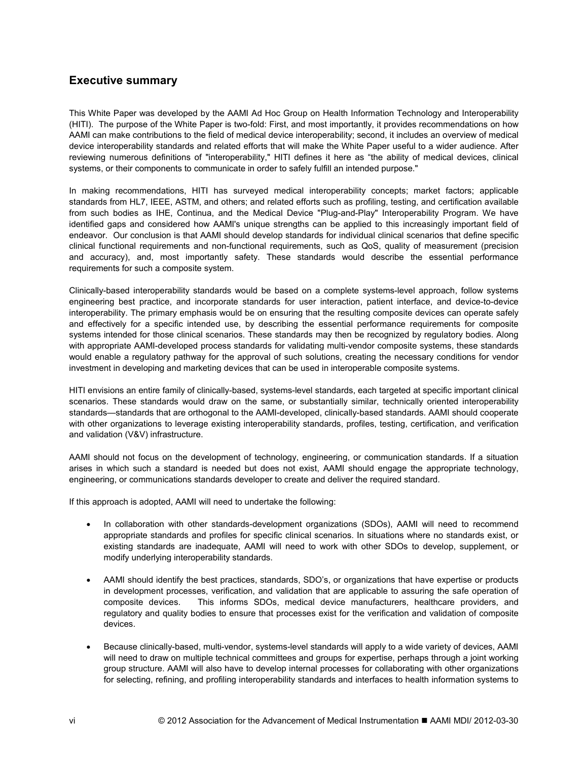## Executive summary

This White Paper was developed by the AAMI Ad Hoc Group on Health Information Technology and Interoperability (HITI). The purpose of the White Paper is two-fold: First, and most importantly, it provides recommendations on how AAMI can make contributions to the field of medical device interoperability; second, it includes an overview of medical device interoperability standards and related efforts that will make the White Paper useful to a wider audience. After reviewing numerous definitions of "interoperability," HITI defines it here as "the ability of medical devices, clinical systems, or their components to communicate in order to safely fulfill an intended purpose."

In making recommendations, HITI has surveyed medical interoperability concepts; market factors; applicable standards from HL7, IEEE, ASTM, and others; and related efforts such as profiling, testing, and certification available from such bodies as IHE, Continua, and the Medical Device "Plug-and-Play" Interoperability Program. We have identified gaps and considered how AAMI's unique strengths can be applied to this increasingly important field of endeavor. Our conclusion is that AAMI should develop standards for individual clinical scenarios that define specific clinical functional requirements and non-functional requirements, such as QoS, quality of measurement (precision and accuracy), and, most importantly safety. These standards would describe the essential performance requirements for such a composite system.

Clinically-based interoperability standards would be based on a complete systems-level approach, follow systems engineering best practice, and incorporate standards for user interaction, patient interface, and device-to-device interoperability. The primary emphasis would be on ensuring that the resulting composite devices can operate safely and effectively for a specific intended use, by describing the essential performance requirements for composite systems intended for those clinical scenarios. These standards may then be recognized by regulatory bodies. Along with appropriate AAMI-developed process standards for validating multi-vendor composite systems, these standards would enable a regulatory pathway for the approval of such solutions, creating the necessary conditions for vendor investment in developing and marketing devices that can be used in interoperable composite systems.

HITI envisions an entire family of clinically-based, systems-level standards, each targeted at specific important clinical scenarios. These standards would draw on the same, or substantially similar, technically oriented interoperability standards—standards that are orthogonal to the AAMI-developed, clinically-based standards. AAMI should cooperate with other organizations to leverage existing interoperability standards, profiles, testing, certification, and verification and validation (V&V) infrastructure.

AAMI should not focus on the development of technology, engineering, or communication standards. If a situation arises in which such a standard is needed but does not exist, AAMI should engage the appropriate technology, engineering, or communications standards developer to create and deliver the required standard.

If this approach is adopted, AAMI will need to undertake the following:

- In collaboration with other standards-development organizations (SDOs), AAMI will need to recommend appropriate standards and profiles for specific clinical scenarios. In situations where no standards exist, or existing standards are inadequate, AAMI will need to work with other SDOs to develop, supplement, or modify underlying interoperability standards.

- AAMI should identify the best practices, standards, SDO's, or organizations that have expertise or products in development processes, verification, and validation that are applicable to assuring the safe operation of composite devices. This informs SDOs, medical device manufacturers, healthcare providers, and regulatory and quality bodies to ensure that processes exist for the verification and validation of composite devices.

- Because clinically-based, multi-vendor, systems-level standards will apply to a wide variety of devices, AAMI will need to draw on multiple technical committees and groups for expertise, perhaps through a joint working group structure. AAMI will also have to develop internal processes for collaborating with other organizations for selecting, refining, and profiling interoperability standards and interfaces to health information systems to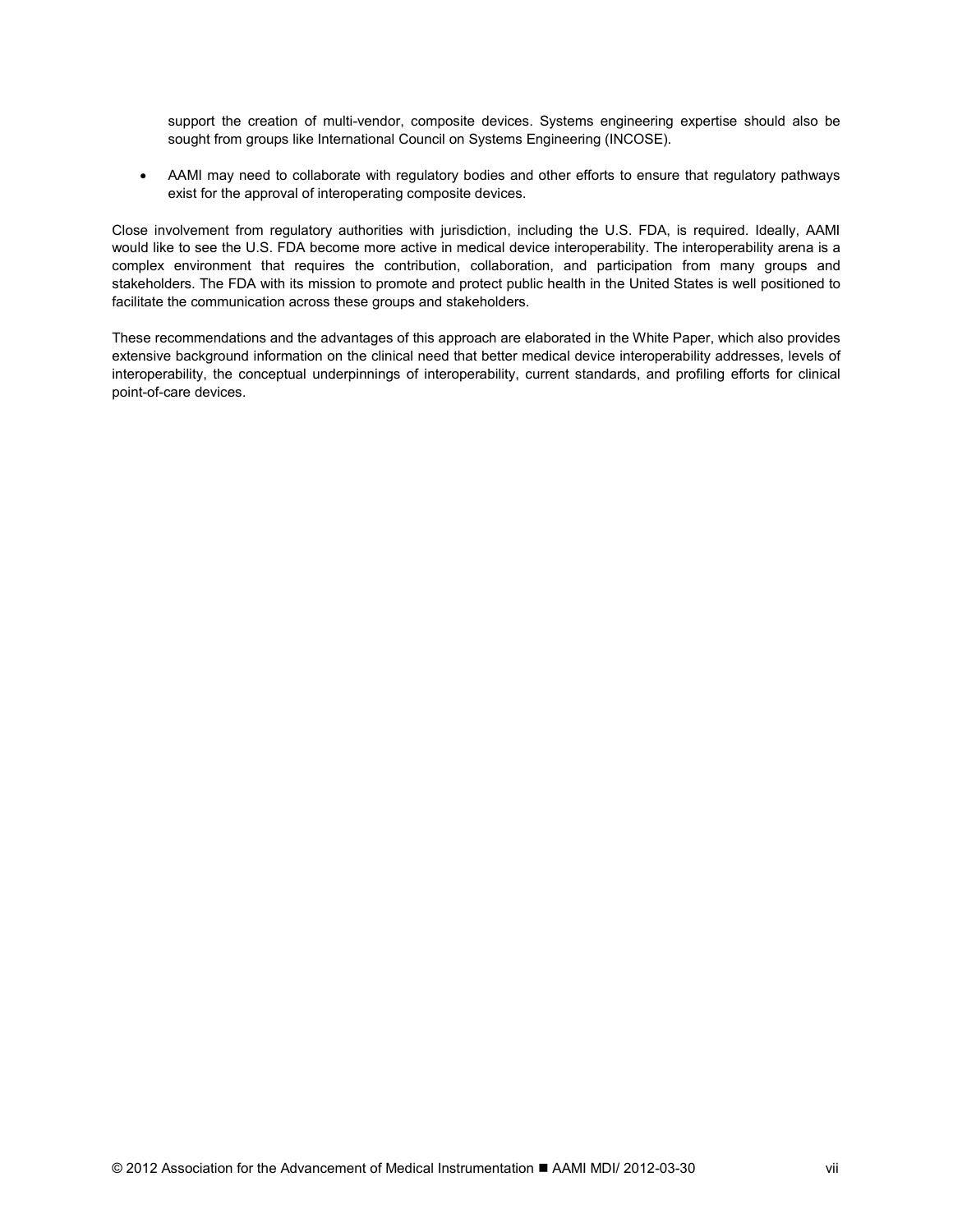support the creation of multi-vendor, composite devices. Systems engineering expertise should also be sought from groups like International Council on Systems Engineering (INCOSE).

- AAMI may need to collaborate with regulatory bodies and other efforts to ensure that regulatory pathways exist for the approval of interoperating composite devices.

Close involvement from regulatory authorities with jurisdiction, including the U.S. FDA, is required. Ideally, AAMI would like to see the U.S. FDA become more active in medical device interoperability. The interoperability arena is a complex environment that requires the contribution, collaboration, and participation from many groups and stakeholders. The FDA with its mission to promote and protect public health in the United States is well positioned to facilitate the communication across these groups and stakeholders.

These recommendations and the advantages of this approach are elaborated in the White Paper, which also provides extensive background information on the clinical need that better medical device interoperability addresses, levels of interoperability, the conceptual underpinnings of interoperability, current standards, and profiling efforts for clinical point-of-care devices.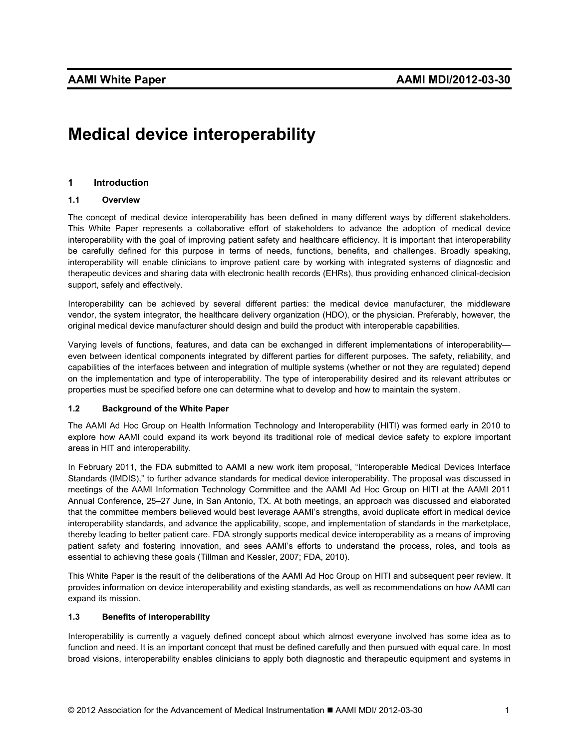# Medical device interoperability

## 1 Introduction

### 1.1 Overview

The concept of medical device interoperability has been defined in many different ways by different stakeholders. This White Paper represents a collaborative effort of stakeholders to advance the adoption of medical device interoperability with the goal of improving patient safety and healthcare efficiency. It is important that interoperability be carefully defined for this purpose in terms of needs, functions, benefits, and challenges. Broadly speaking, interoperability will enable clinicians to improve patient care by working with integrated systems of diagnostic and therapeutic devices and sharing data with electronic health records (EHRs), thus providing enhanced clinical-decision support, safely and effectively.

Interoperability can be achieved by several different parties: the medical device manufacturer, the middleware vendor, the system integrator, the healthcare delivery organization (HDO), or the physician. Preferably, however, the original medical device manufacturer should design and build the product with interoperable capabilities.

Varying levels of functions, features, and data can be exchanged in different implementations of interoperability—even between identical components integrated by different parties for different purposes. The safety, reliability, and capabilities of the interfaces between and integration of multiple systems (whether or not they are regulated) depend on the implementation and type of interoperability. The type of interoperability desired and its relevant attributes or properties must be specified before one can determine what to develop and how to maintain the system.

### 1.2 Background of the White Paper

The AAMI Ad Hoc Group on Health Information Technology and Interoperability (HITI) was formed early in 2010 to explore how AAMI could expand its work beyond its traditional role of medical device safety to explore important areas in HIT and interoperability.

In February 2011, the FDA submitted to AAMI a new work item proposal, "Interoperable Medical Devices Interface Standards (IMDIS)," to further advance standards for medical device interoperability. The proposal was discussed in meetings of the AAMI Information Technology Committee and the AAMI Ad Hoc Group on HITI at the AAMI 2011 Annual Conference, 25–27 June, in San Antonio, TX. At both meetings, an approach was discussed and elaborated that the committee members believed would best leverage AAMI's strengths, avoid duplicate effort in medical device interoperability standards, and advance the applicability, scope, and implementation of standards in the marketplace, thereby leading to better patient care. FDA strongly supports medical device interoperability as a means of improving patient safety and fostering innovation, and sees AAMI's efforts to understand the process, roles, and tools as essential to achieving these goals (Tillman and Kessler, 2007; FDA, 2010).

This White Paper is the result of the deliberations of the AAMI Ad Hoc Group on HITI and subsequent peer review. It provides information on device interoperability and existing standards, as well as recommendations on how AAMI can expand its mission.

### 1.3 Benefits of interoperability

Interoperability is currently a vaguely defined concept about which almost everyone involved has some idea as to function and need. It is an important concept that must be defined carefully and then pursued with equal care. In most broad visions, interoperability enables clinicians to apply both diagnostic and therapeutic equipment and systems in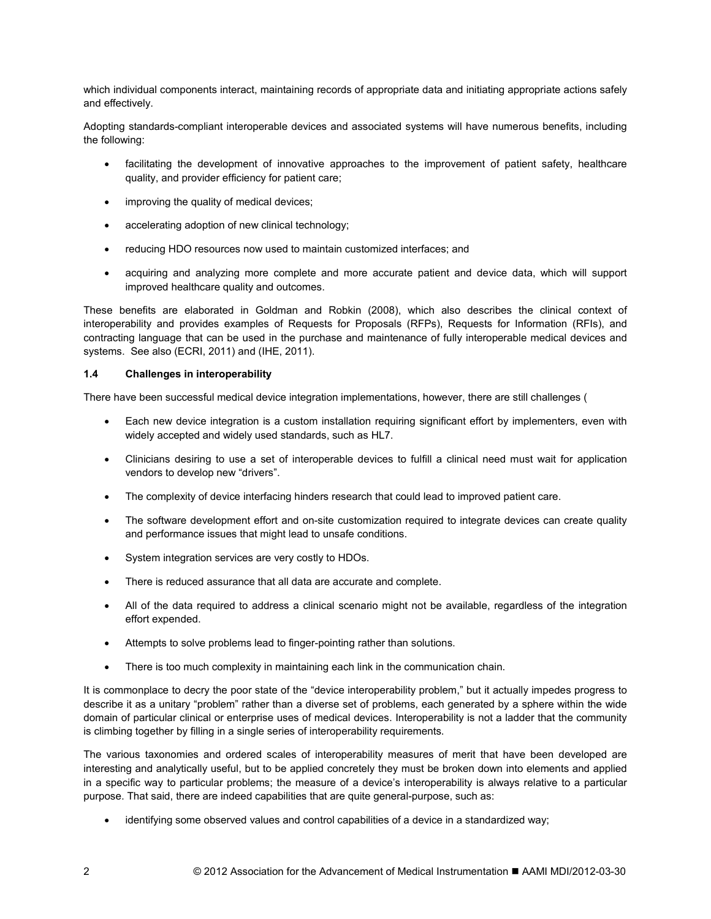which individual components interact, maintaining records of appropriate data and initiating appropriate actions safely and effectively.

Adopting standards-compliant interoperable devices and associated systems will have numerous benefits, including the following:

- facilitating the development of innovative approaches to the improvement of patient safety, healthcare quality, and provider efficiency for patient care;
- improving the quality of medical devices;
- accelerating adoption of new clinical technology;
- reducing HDO resources now used to maintain customized interfaces; and
- acquiring and analyzing more complete and more accurate patient and device data, which will support improved healthcare quality and outcomes.

These benefits are elaborated in Goldman and Robkin (2008), which also describes the clinical context of interoperability and provides examples of Requests for Proposals (RFPs), Requests for Information (RFIs), and contracting language that can be used in the purchase and maintenance of fully interoperable medical devices and systems. See also (ECRI, 2011) and (IHE, 2011).

### 1.4 Challenges in interoperability

There have been successful medical device integration implementations, however, there are still challenges (

- Each new device integration is a custom installation requiring significant effort by implementers, even with widely accepted and widely used standards, such as HL7.
- Clinicians desiring to use a set of interoperable devices to fulfill a clinical need must wait for application vendors to develop new "drivers".
- The complexity of device interfacing hinders research that could lead to improved patient care.
- The software development effort and on-site customization required to integrate devices can create quality and performance issues that might lead to unsafe conditions.
- System integration services are very costly to HDOs.
- There is reduced assurance that all data are accurate and complete.
- All of the data required to address a clinical scenario might not be available, regardless of the integration effort expended.
- Attempts to solve problems lead to finger-pointing rather than solutions.
- There is too much complexity in maintaining each link in the communication chain.

It is commonplace to decry the poor state of the "device interoperability problem," but it actually impedes progress to describe it as a unitary "problem" rather than a diverse set of problems, each generated by a sphere within the wide domain of particular clinical or enterprise uses of medical devices. Interoperability is not a ladder that the community is climbing together by filling in a single series of interoperability requirements.

The various taxonomies and ordered scales of interoperability measures of merit that have been developed are interesting and analytically useful, but to be applied concretely they must be broken down into elements and applied in a specific way to particular problems; the measure of a device's interoperability is always relative to a particular purpose. That said, there are indeed capabilities that are quite general-purpose, such as:

- identifying some observed values and control capabilities of a device in a standardized way;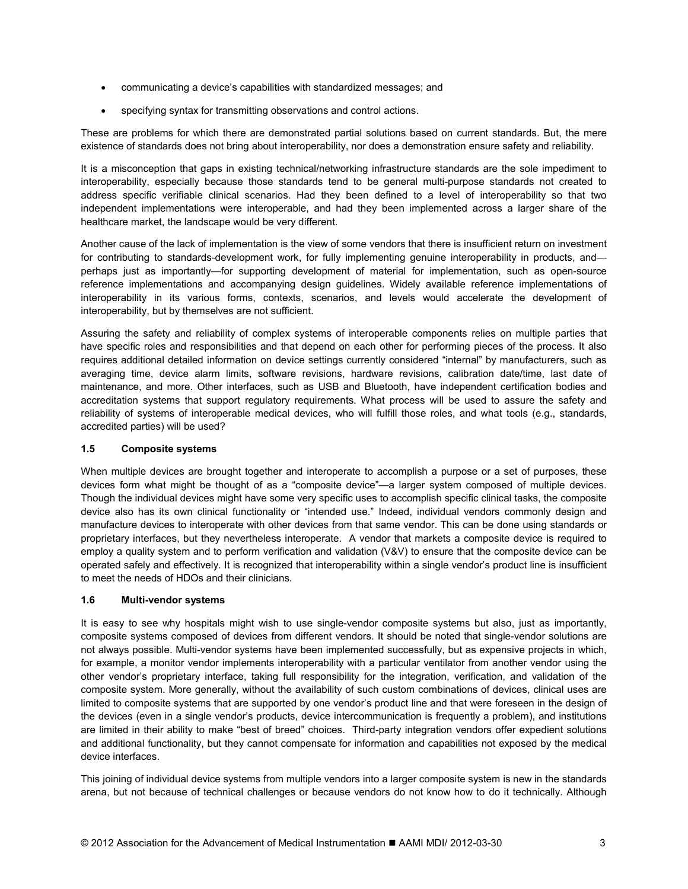- communicating a device's capabilities with standardized messages; and
- specifying syntax for transmitting observations and control actions.

These are problems for which there are demonstrated partial solutions based on current standards. But, the mere existence of standards does not bring about interoperability, nor does a demonstration ensure safety and reliability.

It is a misconception that gaps in existing technical/networking infrastructure standards are the sole impediment to interoperability, especially because those standards tend to be general multi-purpose standards not created to address specific verifiable clinical scenarios. Had they been defined to a level of interoperability so that two independent implementations were interoperable, and had they been implemented across a larger share of the healthcare market, the landscape would be very different.

Another cause of the lack of implementation is the view of some vendors that there is insufficient return on investment for contributing to standards-development work, for fully implementing genuine interoperability in products, and—perhaps just as importantly—for supporting development of material for implementation, such as open-source reference implementations and accompanying design guidelines. Widely available reference implementations of interoperability in its various forms, contexts, scenarios, and levels would accelerate the development of interoperability, but by themselves are not sufficient.

Assuring the safety and reliability of complex systems of interoperable components relies on multiple parties that have specific roles and responsibilities and that depend on each other for performing pieces of the process. It also requires additional detailed information on device settings currently considered "internal" by manufacturers, such as averaging time, device alarm limits, software revisions, hardware revisions, calibration date/time, last date of maintenance, and more. Other interfaces, such as USB and Bluetooth, have independent certification bodies and accreditation systems that support regulatory requirements. What process will be used to assure the safety and reliability of systems of interoperable medical devices, who will fulfill those roles, and what tools (e.g., standards, accredited parties) will be used?

### 1.5 Composite systems

When multiple devices are brought together and interoperate to accomplish a purpose or a set of purposes, these devices form what might be thought of as a "composite device"—a larger system composed of multiple devices. Though the individual devices might have some very specific uses to accomplish specific clinical tasks, the composite device also has its own clinical functionality or "intended use." Indeed, individual vendors commonly design and manufacture devices to interoperate with other devices from that same vendor. This can be done using standards or proprietary interfaces, but they nevertheless interoperate. A vendor that markets a composite device is required to employ a quality system and to perform verification and validation (V&V) to ensure that the composite device can be operated safely and effectively. It is recognized that interoperability within a single vendor's product line is insufficient to meet the needs of HDOs and their clinicians.

### 1.6 Multi-vendor systems

It is easy to see why hospitals might wish to use single-vendor composite systems but also, just as importantly, composite systems composed of devices from different vendors. It should be noted that single-vendor solutions are not always possible. Multi-vendor systems have been implemented successfully, but as expensive projects in which, for example, a monitor vendor implements interoperability with a particular ventilator from another vendor using the other vendor's proprietary interface, taking full responsibility for the integration, verification, and validation of the composite system. More generally, without the availability of such custom combinations of devices, clinical uses are limited to composite systems that are supported by one vendor's product line and that were foreseen in the design of the devices (even in a single vendor's products, device intercommunication is frequently a problem), and institutions are limited in their ability to make "best of breed" choices. Third-party integration vendors offer expedient solutions and additional functionality, but they cannot compensate for information and capabilities not exposed by the medical device interfaces.

This joining of individual device systems from multiple vendors into a larger composite system is new in the standards arena, but not because of technical challenges or because vendors do not know how to do it technically. Although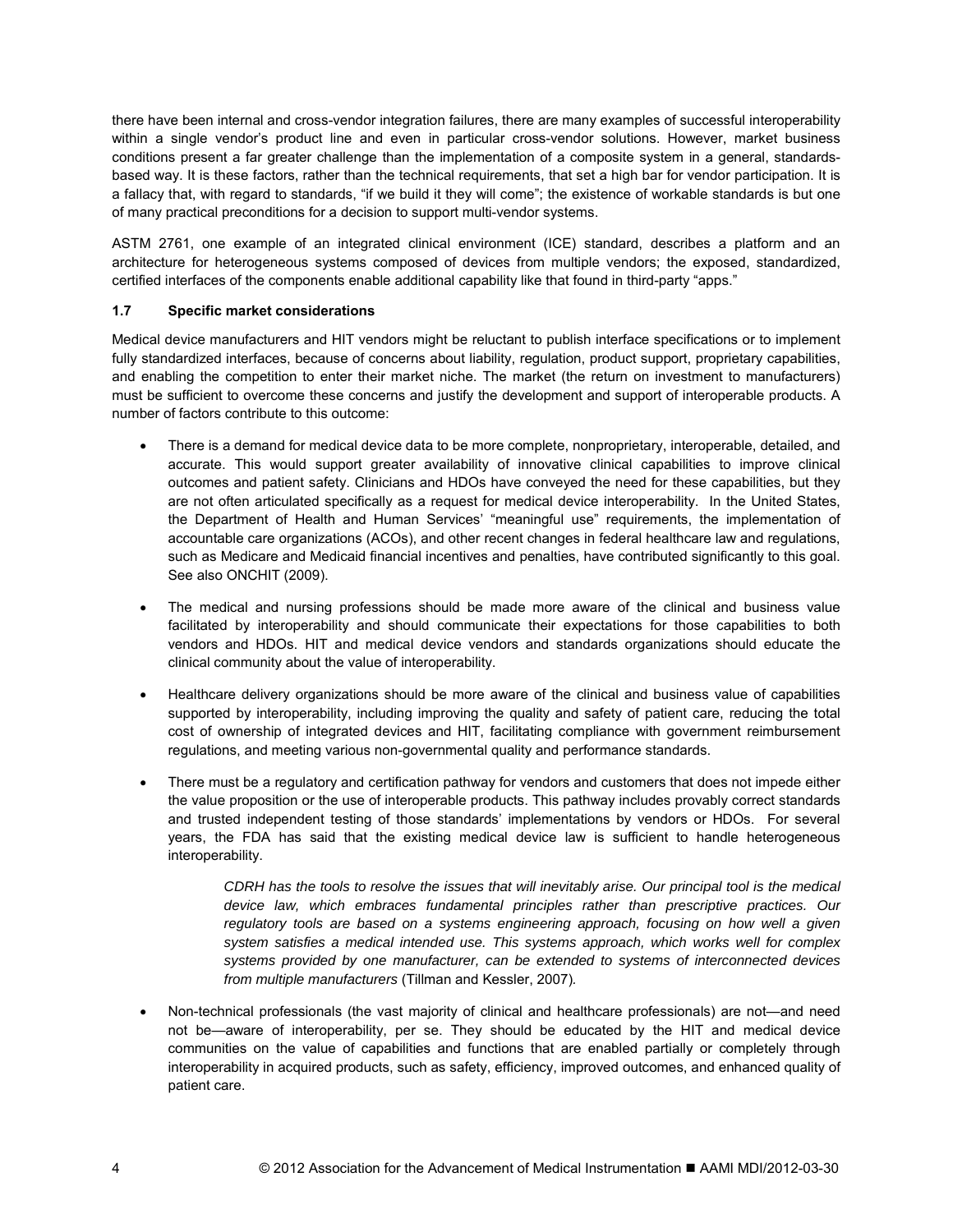there have been internal and cross-vendor integration failures, there are many examples of successful interoperability within a single vendor's product line and even in particular cross-vendor solutions. However, market business conditions present a far greater challenge than the implementation of a composite system in a general, standards-based way. It is these factors, rather than the technical requirements, that set a high bar for vendor participation. It is a fallacy that, with regard to standards, "if we build it they will come"; the existence of workable standards is but one of many practical preconditions for a decision to support multi-vendor systems.

ASTM 2761, one example of an integrated clinical environment (ICE) standard, describes a platform and an architecture for heterogeneous systems composed of devices from multiple vendors; the exposed, standardized, certified interfaces of the components enable additional capability like that found in third-party "apps."

### 1.7 Specific market considerations

Medical device manufacturers and HIT vendors might be reluctant to publish interface specifications or to implement fully standardized interfaces, because of concerns about liability, regulation, product support, proprietary capabilities, and enabling the competition to enter their market niche. The market (the return on investment to manufacturers) must be sufficient to overcome these concerns and justify the development and support of interoperable products. A number of factors contribute to this outcome:

- There is a demand for medical device data to be more complete, nonproprietary, interoperable, detailed, and accurate. This would support greater availability of innovative clinical capabilities to improve clinical outcomes and patient safety. Clinicians and HDOs have conveyed the need for these capabilities, but they are not often articulated specifically as a request for medical device interoperability. In the United States, the Department of Health and Human Services' "meaningful use" requirements, the implementation of accountable care organizations (ACOs), and other recent changes in federal healthcare law and regulations, such as Medicare and Medicaid financial incentives and penalties, have contributed significantly to this goal. See also ONCHIT (2009).

- The medical and nursing professions should be made more aware of the clinical and business value facilitated by interoperability and should communicate their expectations for those capabilities to both vendors and HDOs. HIT and medical device vendors and standards organizations should educate the clinical community about the value of interoperability.

- Healthcare delivery organizations should be more aware of the clinical and business value of capabilities supported by interoperability, including improving the quality and safety of patient care, reducing the total cost of ownership of integrated devices and HIT, facilitating compliance with government reimbursement regulations, and meeting various non-governmental quality and performance standards.

- There must be a regulatory and certification pathway for vendors and customers that does not impede either the value proposition or the use of interoperable products. This pathway includes provably correct standards and trusted independent testing of those standards' implementations by vendors or HDOs. For several years, the FDA has said that the existing medical device law is sufficient to handle heterogeneous interoperability.

  > *CDRH has the tools to resolve the issues that will inevitably arise. Our principal tool is the medical device law, which embraces fundamental principles rather than prescriptive practices. Our regulatory tools are based on a systems engineering approach, focusing on how well a given system satisfies a medical intended use. This systems approach, which works well for complex systems provided by one manufacturer, can be extended to systems of interconnected devices from multiple manufacturers* (Tillman and Kessler, 2007).

- Non-technical professionals (the vast majority of clinical and healthcare professionals) are not—and need not be—aware of interoperability, per se. They should be educated by the HIT and medical device communities on the value of capabilities and functions that are enabled partially or completely through interoperability in acquired products, such as safety, efficiency, improved outcomes, and enhanced quality of patient care.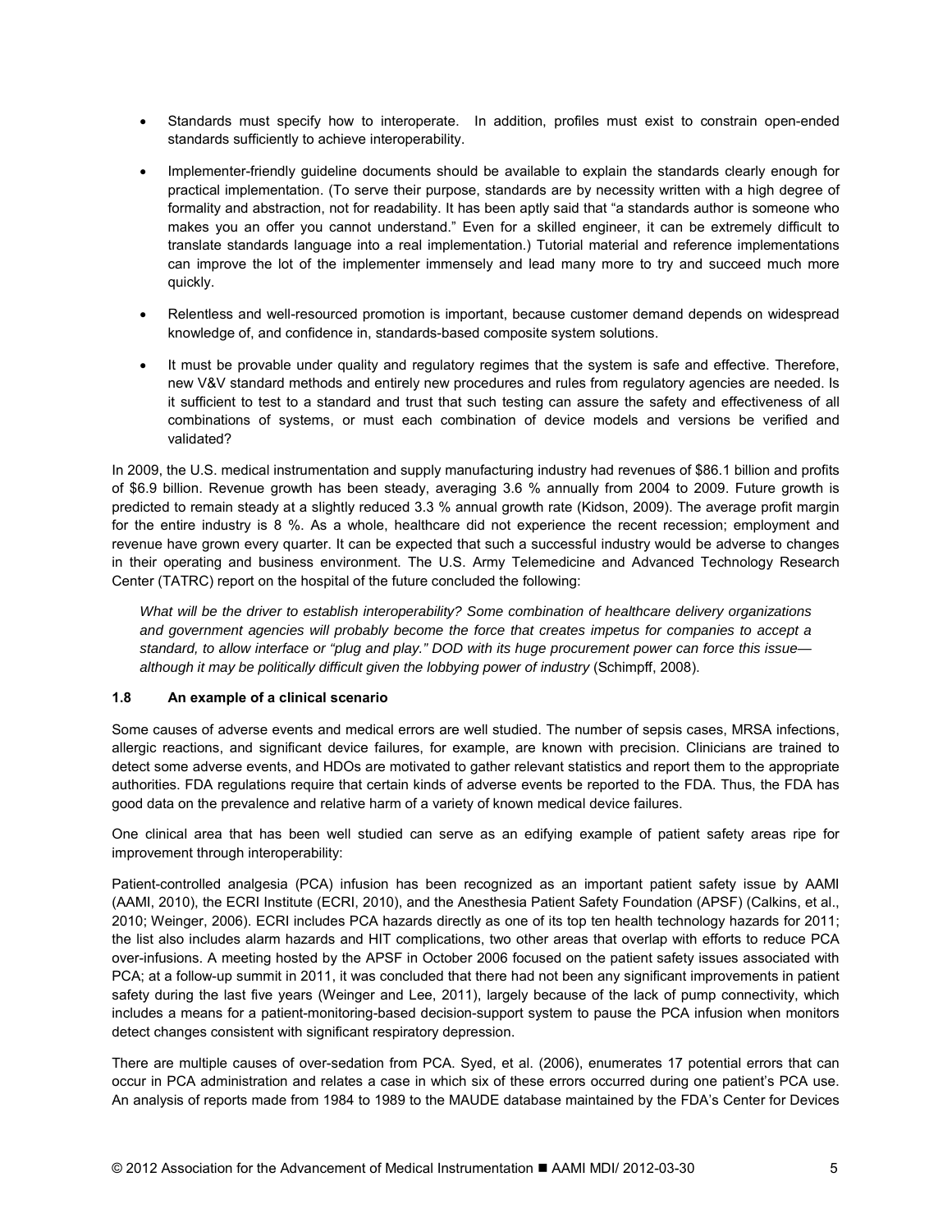- Standards must specify how to interoperate. In addition, profiles must exist to constrain open-ended standards sufficiently to achieve interoperability.
- Implementer-friendly guideline documents should be available to explain the standards clearly enough for practical implementation. (To serve their purpose, standards are by necessity written with a high degree of formality and abstraction, not for readability. It has been aptly said that "a standards author is someone who makes you an offer you cannot understand." Even for a skilled engineer, it can be extremely difficult to translate standards language into a real implementation.) Tutorial material and reference implementations can improve the lot of the implementer immensely and lead many more to try and succeed much more quickly.
- Relentless and well-resourced promotion is important, because customer demand depends on widespread knowledge of, and confidence in, standards-based composite system solutions.
- It must be provable under quality and regulatory regimes that the system is safe and effective. Therefore, new V&V standard methods and entirely new procedures and rules from regulatory agencies are needed. Is it sufficient to test to a standard and trust that such testing can assure the safety and effectiveness of all combinations of systems, or must each combination of device models and versions be verified and validated?

In 2009, the U.S. medical instrumentation and supply manufacturing industry had revenues of $86.1 billion and profits of $6.9 billion. Revenue growth has been steady, averaging 3.6 % annually from 2004 to 2009. Future growth is predicted to remain steady at a slightly reduced 3.3 % annual growth rate (Kidson, 2009). The average profit margin for the entire industry is 8 %. As a whole, healthcare did not experience the recent recession; employment and revenue have grown every quarter. It can be expected that such a successful industry would be adverse to changes in their operating and business environment. The U.S. Army Telemedicine and Advanced Technology Research Center (TATRC) report on the hospital of the future concluded the following:

> *What will be the driver to establish interoperability? Some combination of healthcare delivery organizations and government agencies will probably become the force that creates impetus for companies to accept a standard, to allow interface or "plug and play." DOD with its huge procurement power can force this issue—although it may be politically difficult given the lobbying power of industry* (Schimpff, 2008).

### 1.8 An example of a clinical scenario

Some causes of adverse events and medical errors are well studied. The number of sepsis cases, MRSA infections, allergic reactions, and significant device failures, for example, are known with precision. Clinicians are trained to detect some adverse events, and HDOs are motivated to gather relevant statistics and report them to the appropriate authorities. FDA regulations require that certain kinds of adverse events be reported to the FDA. Thus, the FDA has good data on the prevalence and relative harm of a variety of known medical device failures.

One clinical area that has been well studied can serve as an edifying example of patient safety areas ripe for improvement through interoperability:

Patient-controlled analgesia (PCA) infusion has been recognized as an important patient safety issue by AAMI (AAMI, 2010), the ECRI Institute (ECRI, 2010), and the Anesthesia Patient Safety Foundation (APSF) (Calkins, et al., 2010; Weinger, 2006). ECRI includes PCA hazards directly as one of its top ten health technology hazards for 2011; the list also includes alarm hazards and HIT complications, two other areas that overlap with efforts to reduce PCA over-infusions. A meeting hosted by the APSF in October 2006 focused on the patient safety issues associated with PCA; at a follow-up summit in 2011, it was concluded that there had not been any significant improvements in patient safety during the last five years (Weinger and Lee, 2011), largely because of the lack of pump connectivity, which includes a means for a patient-monitoring-based decision-support system to pause the PCA infusion when monitors detect changes consistent with significant respiratory depression.

There are multiple causes of over-sedation from PCA. Syed, et al. (2006), enumerates 17 potential errors that can occur in PCA administration and relates a case in which six of these errors occurred during one patient's PCA use. An analysis of reports made from 1984 to 1989 to the MAUDE database maintained by the FDA's Center for Devices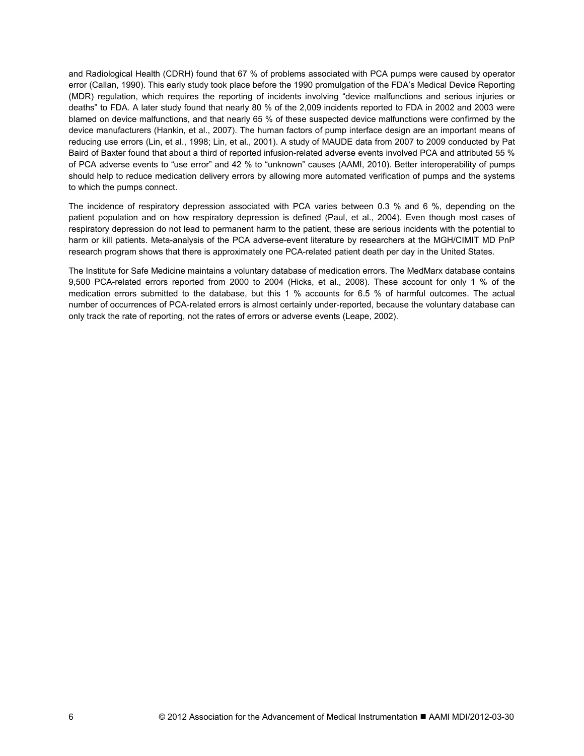and Radiological Health (CDRH) found that 67 % of problems associated with PCA pumps were caused by operator error (Callan, 1990). This early study took place before the 1990 promulgation of the FDA's Medical Device Reporting (MDR) regulation, which requires the reporting of incidents involving "device malfunctions and serious injuries or deaths" to FDA. A later study found that nearly 80 % of the 2,009 incidents reported to FDA in 2002 and 2003 were blamed on device malfunctions, and that nearly 65 % of these suspected device malfunctions were confirmed by the device manufacturers (Hankin, et al., 2007). The human factors of pump interface design are an important means of reducing use errors (Lin, et al., 1998; Lin, et al., 2001). A study of MAUDE data from 2007 to 2009 conducted by Pat Baird of Baxter found that about a third of reported infusion-related adverse events involved PCA and attributed 55 % of PCA adverse events to "use error" and 42 % to "unknown" causes (AAMI, 2010). Better interoperability of pumps should help to reduce medication delivery errors by allowing more automated verification of pumps and the systems to which the pumps connect.

The incidence of respiratory depression associated with PCA varies between 0.3 % and 6 %, depending on the patient population and on how respiratory depression is defined (Paul, et al., 2004). Even though most cases of respiratory depression do not lead to permanent harm to the patient, these are serious incidents with the potential to harm or kill patients. Meta-analysis of the PCA adverse-event literature by researchers at the MGH/CIMIT MD PnP research program shows that there is approximately one PCA-related patient death per day in the United States.

The Institute for Safe Medicine maintains a voluntary database of medication errors. The MedMarx database contains 9,500 PCA-related errors reported from 2000 to 2004 (Hicks, et al., 2008). These account for only 1 % of the medication errors submitted to the database, but this 1 % accounts for 6.5 % of harmful outcomes. The actual number of occurrences of PCA-related errors is almost certainly under-reported, because the voluntary database can only track the rate of reporting, not the rates of errors or adverse events (Leape, 2002).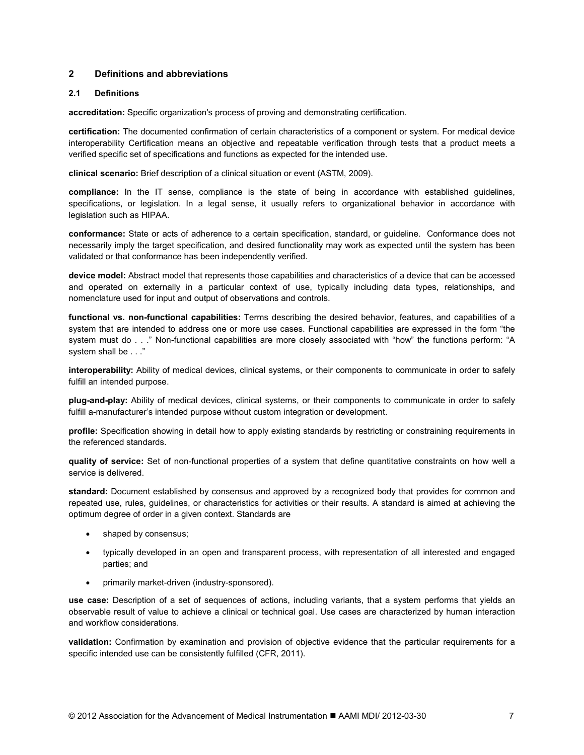## 2 Definitions and abbreviations

### 2.1 Definitions

**accreditation:** Specific organization's process of proving and demonstrating certification.

**certification:** The documented confirmation of certain characteristics of a component or system. For medical device interoperability Certification means an objective and repeatable verification through tests that a product meets a verified specific set of specifications and functions as expected for the intended use.

**clinical scenario:** Brief description of a clinical situation or event (ASTM, 2009).

**compliance:** In the IT sense, compliance is the state of being in accordance with established guidelines, specifications, or legislation. In a legal sense, it usually refers to organizational behavior in accordance with legislation such as HIPAA.

**conformance:** State or acts of adherence to a certain specification, standard, or guideline. Conformance does not necessarily imply the target specification, and desired functionality may work as expected until the system has been validated or that conformance has been independently verified.

**device model:** Abstract model that represents those capabilities and characteristics of a device that can be accessed and operated on externally in a particular context of use, typically including data types, relationships, and nomenclature used for input and output of observations and controls.

**functional vs. non-functional capabilities:** Terms describing the desired behavior, features, and capabilities of a system that are intended to address one or more use cases. Functional capabilities are expressed in the form "the system must do . . ." Non-functional capabilities are more closely associated with "how" the functions perform: "A system shall be . . ."

**interoperability:** Ability of medical devices, clinical systems, or their components to communicate in order to safely fulfill an intended purpose.

**plug-and-play:** Ability of medical devices, clinical systems, or their components to communicate in order to safely fulfill a-manufacturer's intended purpose without custom integration or development.

**profile:** Specification showing in detail how to apply existing standards by restricting or constraining requirements in the referenced standards.

**quality of service:** Set of non-functional properties of a system that define quantitative constraints on how well a service is delivered.

**standard:** Document established by consensus and approved by a recognized body that provides for common and repeated use, rules, guidelines, or characteristics for activities or their results. A standard is aimed at achieving the optimum degree of order in a given context. Standards are

- shaped by consensus;
- typically developed in an open and transparent process, with representation of all interested and engaged parties; and
- primarily market-driven (industry-sponsored).

**use case:** Description of a set of sequences of actions, including variants, that a system performs that yields an observable result of value to achieve a clinical or technical goal. Use cases are characterized by human interaction and workflow considerations.

**validation:** Confirmation by examination and provision of objective evidence that the particular requirements for a specific intended use can be consistently fulfilled (CFR, 2011).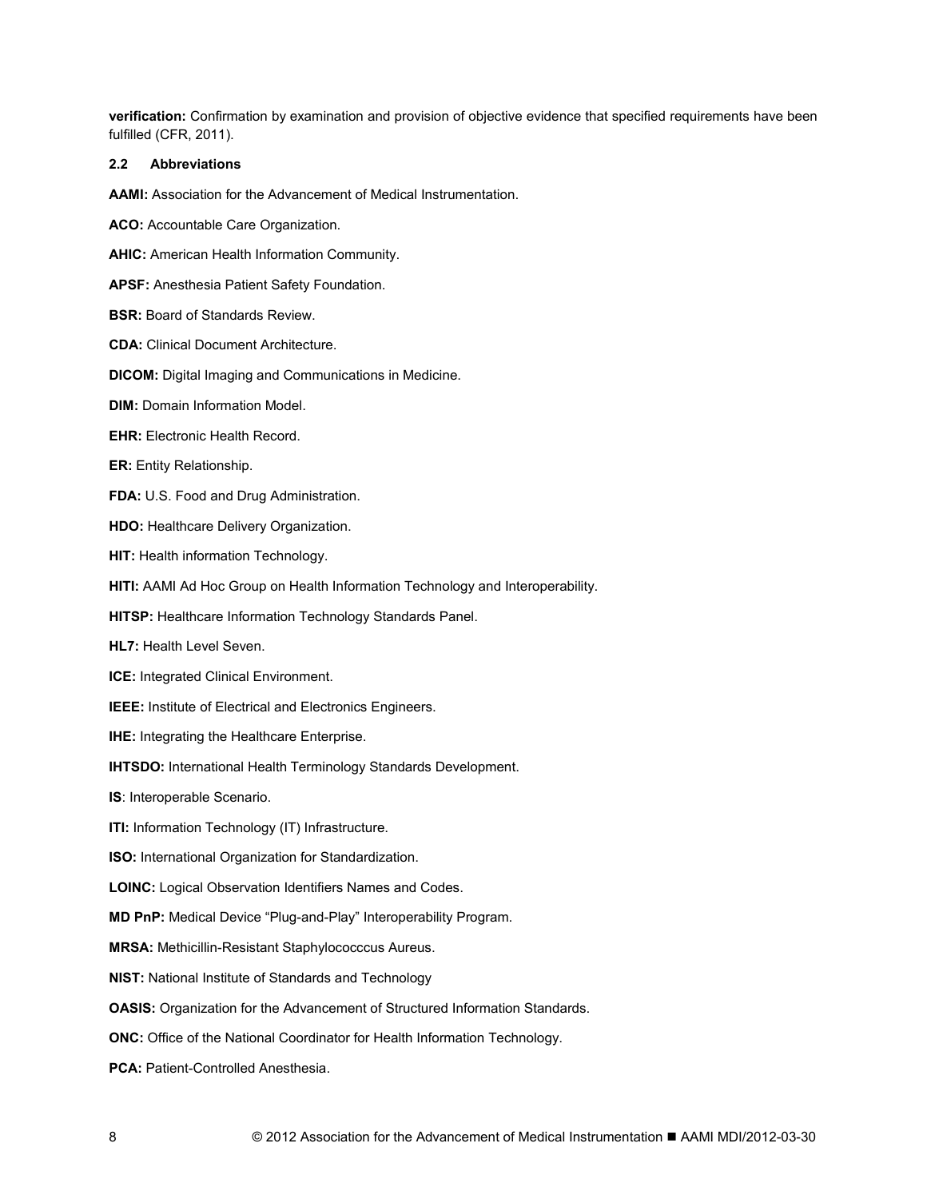**verification:** Confirmation by examination and provision of objective evidence that specified requirements have been fulfilled (CFR, 2011).

### 2.2 Abbreviations

**AAMI:** Association for the Advancement of Medical Instrumentation.

**ACO:** Accountable Care Organization.

**AHIC:** American Health Information Community.

**APSF:** Anesthesia Patient Safety Foundation.

**BSR:** Board of Standards Review.

**CDA:** Clinical Document Architecture.

**DICOM:** Digital Imaging and Communications in Medicine.

**DIM:** Domain Information Model.

**EHR:** Electronic Health Record.

**ER:** Entity Relationship.

**FDA:** U.S. Food and Drug Administration.

**HDO:** Healthcare Delivery Organization.

**HIT:** Health information Technology.

**HITI:** AAMI Ad Hoc Group on Health Information Technology and Interoperability.

**HITSP:** Healthcare Information Technology Standards Panel.

**HL7:** Health Level Seven.

**ICE:** Integrated Clinical Environment.

**IEEE:** Institute of Electrical and Electronics Engineers.

**IHE:** Integrating the Healthcare Enterprise.

**IHTSDO:** International Health Terminology Standards Development.

**IS**: Interoperable Scenario.

**ITI:** Information Technology (IT) Infrastructure.

**ISO:** International Organization for Standardization.

**LOINC:** Logical Observation Identifiers Names and Codes.

**MD PnP:** Medical Device "Plug-and-Play" Interoperability Program.

**MRSA:** Methicillin-Resistant Staphylococccus Aureus.

**NIST:** National Institute of Standards and Technology

**OASIS:** Organization for the Advancement of Structured Information Standards.

**ONC:** Office of the National Coordinator for Health Information Technology.

**PCA:** Patient-Controlled Anesthesia.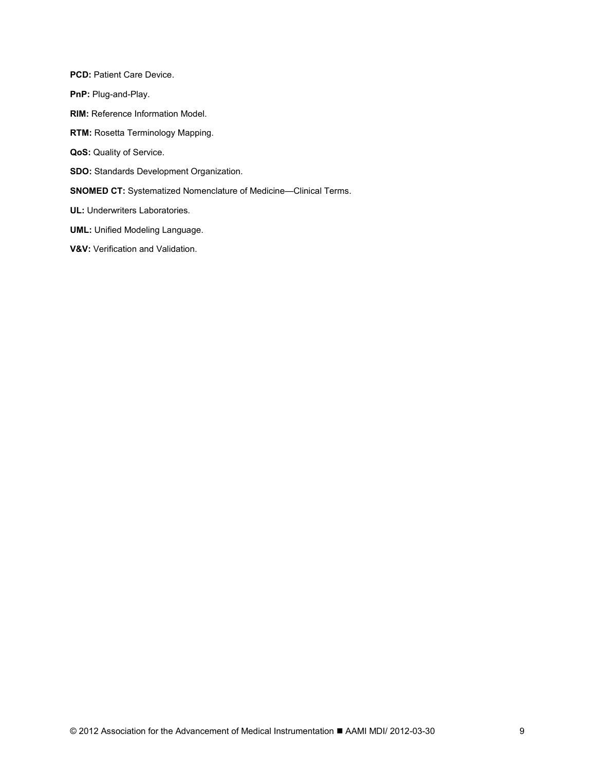**PCD:** Patient Care Device.

**PnP:** Plug-and-Play.

**RIM:** Reference Information Model.

**RTM:** Rosetta Terminology Mapping.

**QoS:** Quality of Service.

**SDO:** Standards Development Organization.

**SNOMED CT:** Systematized Nomenclature of Medicine—Clinical Terms.

**UL:** Underwriters Laboratories.

**UML:** Unified Modeling Language.

**V&V:** Verification and Validation.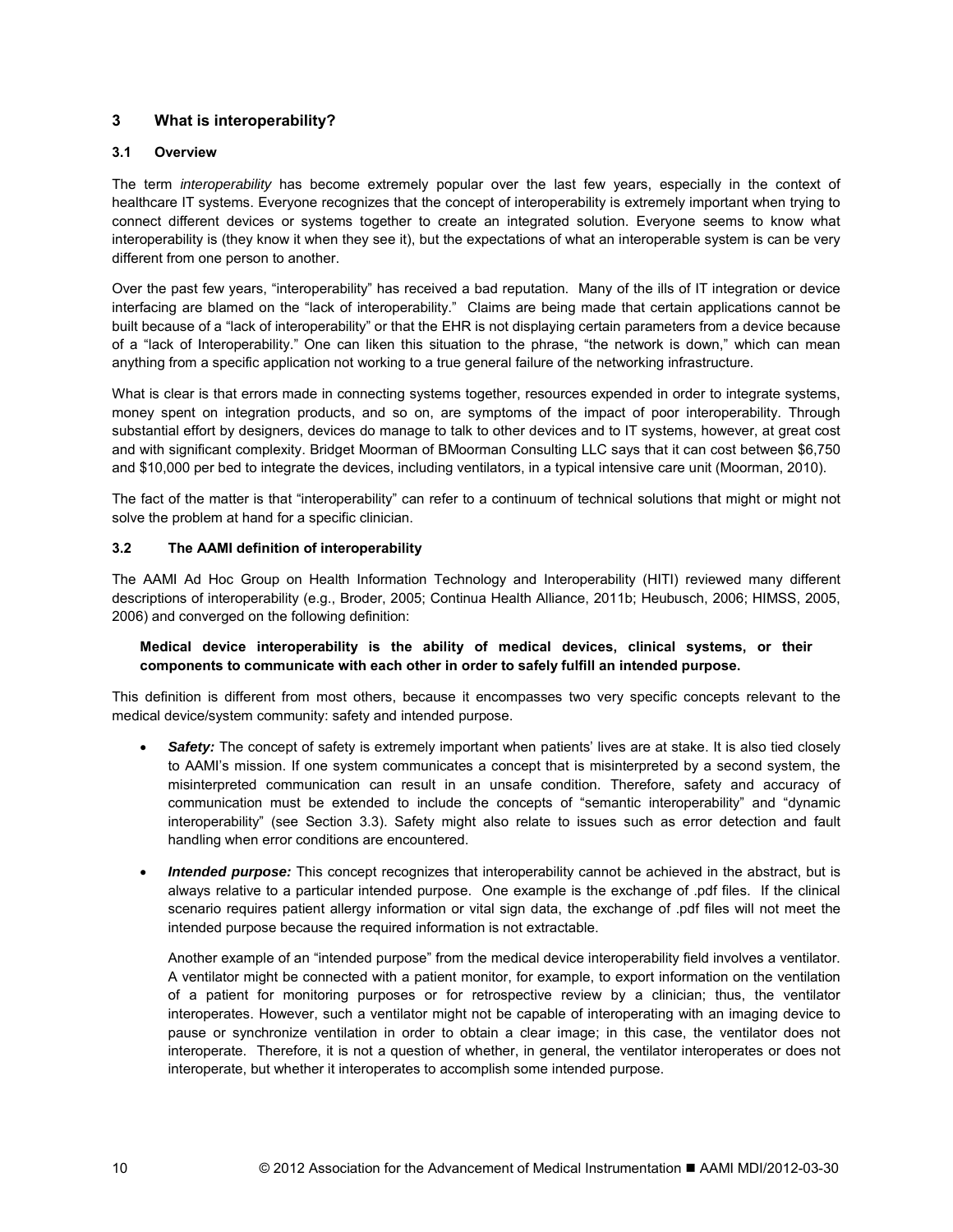## 3 What is interoperability?

### 3.1 Overview

The term *interoperability* has become extremely popular over the last few years, especially in the context of healthcare IT systems. Everyone recognizes that the concept of interoperability is extremely important when trying to connect different devices or systems together to create an integrated solution. Everyone seems to know what interoperability is (they know it when they see it), but the expectations of what an interoperable system is can be very different from one person to another.

Over the past few years, "interoperability" has received a bad reputation. Many of the ills of IT integration or device interfacing are blamed on the "lack of interoperability." Claims are being made that certain applications cannot be built because of a "lack of interoperability" or that the EHR is not displaying certain parameters from a device because of a "lack of Interoperability." One can liken this situation to the phrase, "the network is down," which can mean anything from a specific application not working to a true general failure of the networking infrastructure.

What is clear is that errors made in connecting systems together, resources expended in order to integrate systems, money spent on integration products, and so on, are symptoms of the impact of poor interoperability. Through substantial effort by designers, devices do manage to talk to other devices and to IT systems, however, at great cost and with significant complexity. Bridget Moorman of BMoorman Consulting LLC says that it can cost between $6,750 and $10,000 per bed to integrate the devices, including ventilators, in a typical intensive care unit (Moorman, 2010).

The fact of the matter is that "interoperability" can refer to a continuum of technical solutions that might or might not solve the problem at hand for a specific clinician.

### 3.2 The AAMI definition of interoperability

The AAMI Ad Hoc Group on Health Information Technology and Interoperability (HITI) reviewed many different descriptions of interoperability (e.g., Broder, 2005; Continua Health Alliance, 2011b; Heubusch, 2006; HIMSS, 2005, 2006) and converged on the following definition:

> **Medical device interoperability is the ability of medical devices, clinical systems, or their components to communicate with each other in order to safely fulfill an intended purpose.**

This definition is different from most others, because it encompasses two very specific concepts relevant to the medical device/system community: safety and intended purpose.

- ***Safety:*** The concept of safety is extremely important when patients' lives are at stake. It is also tied closely to AAMI's mission. If one system communicates a concept that is misinterpreted by a second system, the misinterpreted communication can result in an unsafe condition. Therefore, safety and accuracy of communication must be extended to include the concepts of "semantic interoperability" and "dynamic interoperability" (see Section 3.3). Safety might also relate to issues such as error detection and fault handling when error conditions are encountered.

- ***Intended purpose:*** This concept recognizes that interoperability cannot be achieved in the abstract, but is always relative to a particular intended purpose. One example is the exchange of .pdf files. If the clinical scenario requires patient allergy information or vital sign data, the exchange of .pdf files will not meet the intended purpose because the required information is not extractable.

  Another example of an "intended purpose" from the medical device interoperability field involves a ventilator. A ventilator might be connected with a patient monitor, for example, to export information on the ventilation of a patient for monitoring purposes or for retrospective review by a clinician; thus, the ventilator interoperates. However, such a ventilator might not be capable of interoperating with an imaging device to pause or synchronize ventilation in order to obtain a clear image; in this case, the ventilator does not interoperate. Therefore, it is not a question of whether, in general, the ventilator interoperates or does not interoperate, but whether it interoperates to accomplish some intended purpose.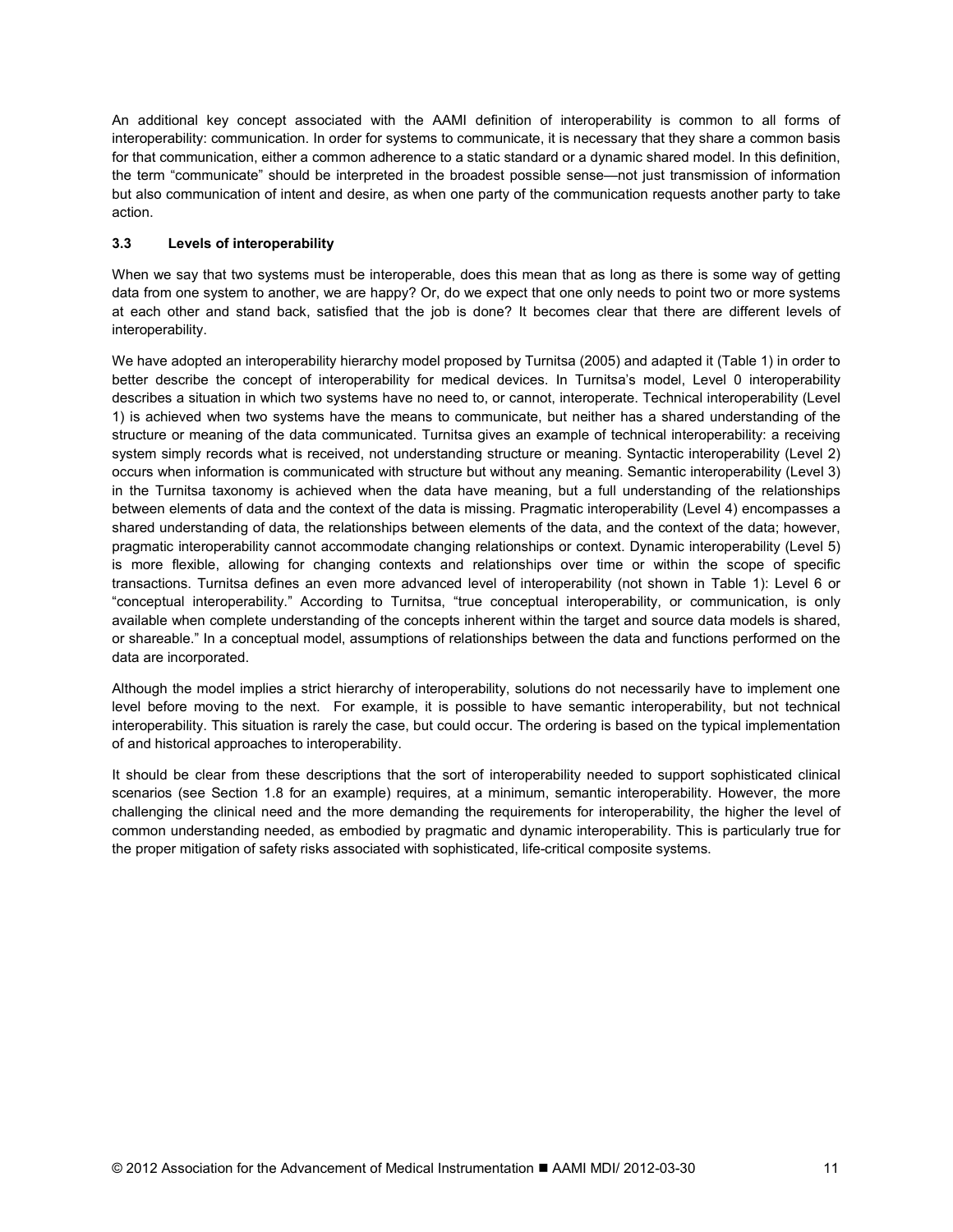An additional key concept associated with the AAMI definition of interoperability is common to all forms of interoperability: communication. In order for systems to communicate, it is necessary that they share a common basis for that communication, either a common adherence to a static standard or a dynamic shared model. In this definition, the term "communicate" should be interpreted in the broadest possible sense—not just transmission of information but also communication of intent and desire, as when one party of the communication requests another party to take action.

### 3.3 Levels of interoperability

When we say that two systems must be interoperable, does this mean that as long as there is some way of getting data from one system to another, we are happy? Or, do we expect that one only needs to point two or more systems at each other and stand back, satisfied that the job is done? It becomes clear that there are different levels of interoperability.

We have adopted an interoperability hierarchy model proposed by Turnitsa (2005) and adapted it (Table 1) in order to better describe the concept of interoperability for medical devices. In Turnitsa's model, Level 0 interoperability describes a situation in which two systems have no need to, or cannot, interoperate. Technical interoperability (Level 1) is achieved when two systems have the means to communicate, but neither has a shared understanding of the structure or meaning of the data communicated. Turnitsa gives an example of technical interoperability: a receiving system simply records what is received, not understanding structure or meaning. Syntactic interoperability (Level 2) occurs when information is communicated with structure but without any meaning. Semantic interoperability (Level 3) in the Turnitsa taxonomy is achieved when the data have meaning, but a full understanding of the relationships between elements of data and the context of the data is missing. Pragmatic interoperability (Level 4) encompasses a shared understanding of data, the relationships between elements of the data, and the context of the data; however, pragmatic interoperability cannot accommodate changing relationships or context. Dynamic interoperability (Level 5) is more flexible, allowing for changing contexts and relationships over time or within the scope of specific transactions. Turnitsa defines an even more advanced level of interoperability (not shown in Table 1): Level 6 or "conceptual interoperability." According to Turnitsa, "true conceptual interoperability, or communication, is only available when complete understanding of the concepts inherent within the target and source data models is shared, or shareable." In a conceptual model, assumptions of relationships between the data and functions performed on the data are incorporated.

Although the model implies a strict hierarchy of interoperability, solutions do not necessarily have to implement one level before moving to the next. For example, it is possible to have semantic interoperability, but not technical interoperability. This situation is rarely the case, but could occur. The ordering is based on the typical implementation of and historical approaches to interoperability.

It should be clear from these descriptions that the sort of interoperability needed to support sophisticated clinical scenarios (see Section 1.8 for an example) requires, at a minimum, semantic interoperability. However, the more challenging the clinical need and the more demanding the requirements for interoperability, the higher the level of common understanding needed, as embodied by pragmatic and dynamic interoperability. This is particularly true for the proper mitigation of safety risks associated with sophisticated, life-critical composite systems.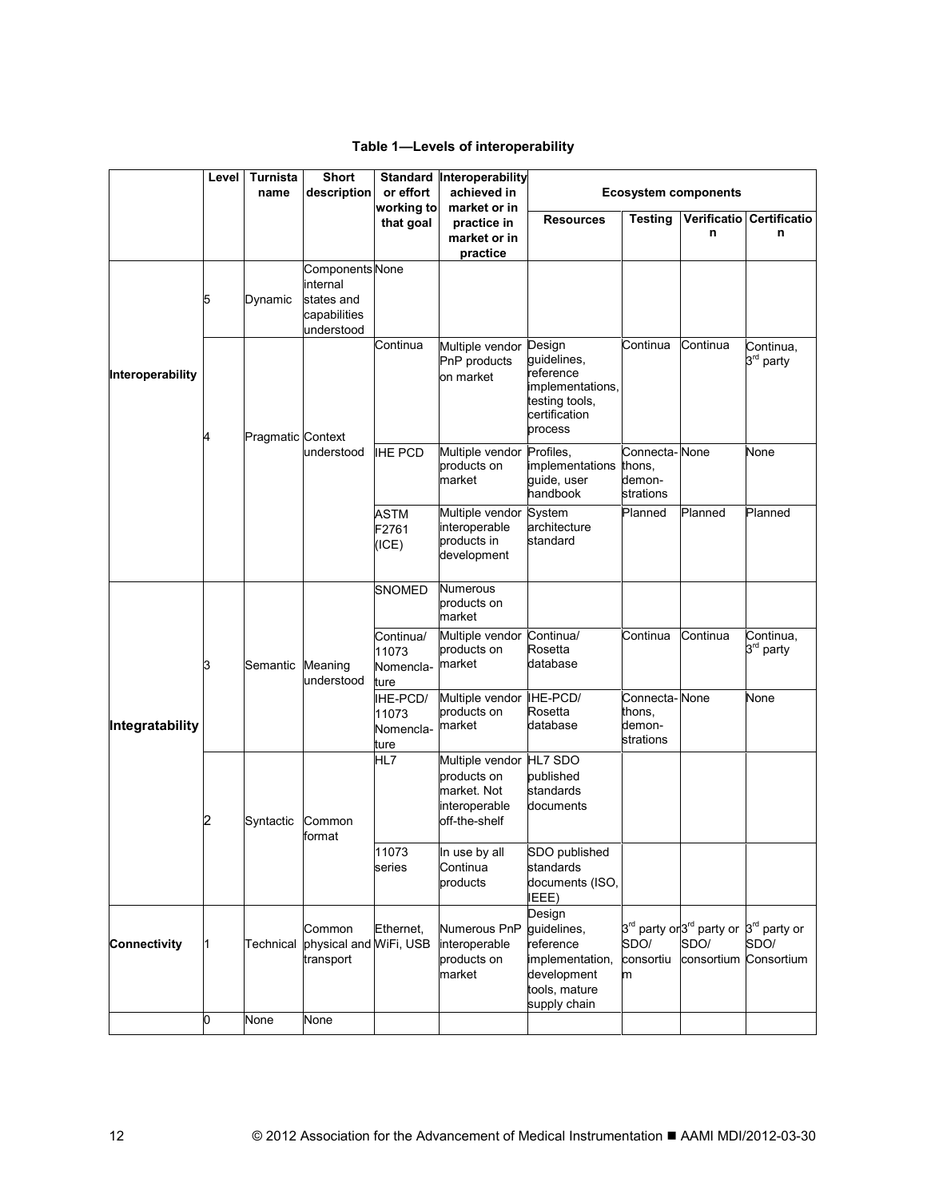**Table 1—Levels of interoperability**

| | Level | Turnista name | Short description | Standard or effort working to that goal | Interoperability achieved in market or in practice in market or in practice | Ecosystem components | | | |
|---|---|---|---|---|---|---|---|---|---|
| | | | | | | Resources | Testing | Verification | Certification |
| Interoperability | 5 | Dynamic | Components internal states and capabilities understood | None | | | | | |
| | 4 | Pragmatic | Context understood | Continua | Multiple vendor PnP products on market | Design guidelines, reference implementations, testing tools, certification process | Continua | Continua | Continua, 3rd party |
| | | | | IHE PCD | Multiple vendor products on market | Profiles, implementations guide, user handbook | Connecta-thons, demon-strations | None | None |
| | | | | ASTM F2761 (ICE) | Multiple vendor interoperable products in development | System architecture standard | Planned | Planned | Planned |
| Integratability | 3 | Semantic | Meaning understood | SNOMED | Numerous products on market | | | | |
| | | | | Continua/ 11073 Nomencla-ture | Multiple vendor products on market | Continua/ Rosetta database | Continua | Continua | Continua, 3rd party |
| | | | | IHE-PCD/ 11073 Nomencla-ture | Multiple vendor products on market | IHE-PCD/ Rosetta database | Connecta-thons, demon-strations | None | None |
| | 2 | Syntactic | Common format | HL7 | Multiple vendor products on market. Not interoperable off-the-shelf | HL7 SDO published standards documents | | | |
| | | | | 11073 series | In use by all Continua products | SDO published standards documents (ISO, IEEE) | | | |
| Connectivity | 1 | Technical | Common physical and transport | Ethernet, WiFi, USB | Numerous PnP interoperable products on market | Design guidelines, reference implementation, development tools, mature supply chain | 3rd party or SDO/ consortium | 3rd party or SDO/ consortium | 3rd party or SDO/ Consortium |
| | 0 | None | None | | | | | | |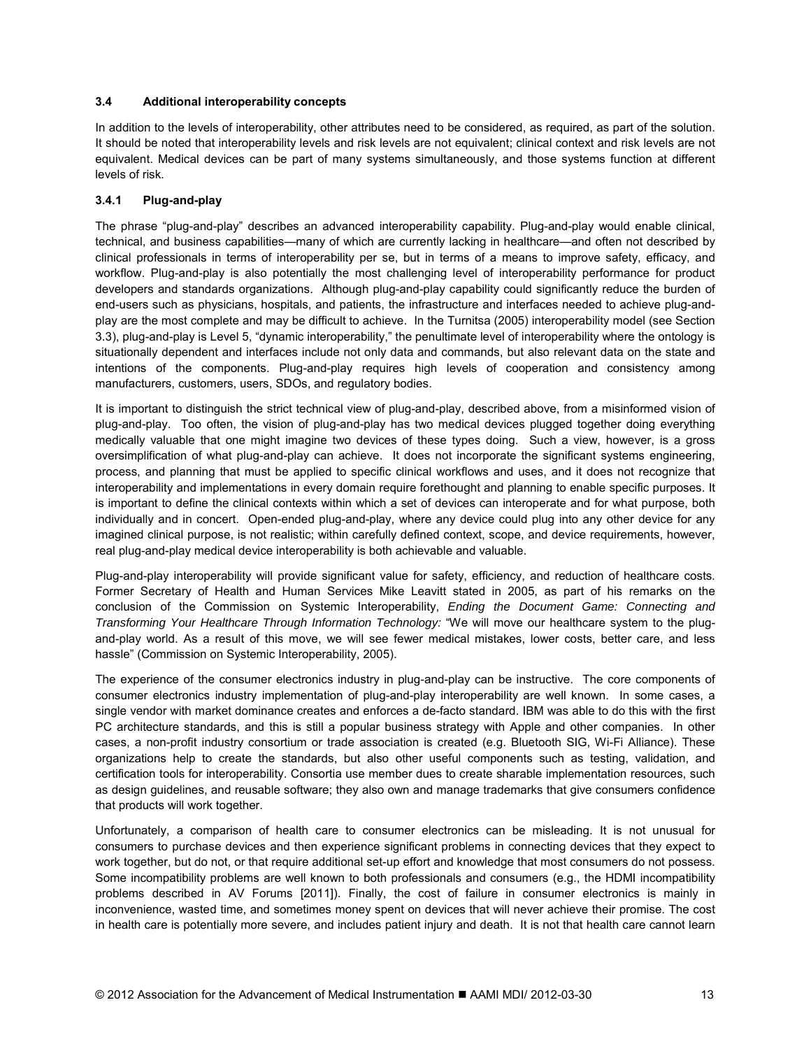### 3.4 Additional interoperability concepts

In addition to the levels of interoperability, other attributes need to be considered, as required, as part of the solution. It should be noted that interoperability levels and risk levels are not equivalent; clinical context and risk levels are not equivalent. Medical devices can be part of many systems simultaneously, and those systems function at different levels of risk.

#### 3.4.1 Plug-and-play

The phrase "plug-and-play" describes an advanced interoperability capability. Plug-and-play would enable clinical, technical, and business capabilities—many of which are currently lacking in healthcare—and often not described by clinical professionals in terms of interoperability per se, but in terms of a means to improve safety, efficacy, and workflow. Plug-and-play is also potentially the most challenging level of interoperability performance for product developers and standards organizations. Although plug-and-play capability could significantly reduce the burden of end-users such as physicians, hospitals, and patients, the infrastructure and interfaces needed to achieve plug-and-play are the most complete and may be difficult to achieve. In the Turnitsa (2005) interoperability model (see Section 3.3), plug-and-play is Level 5, "dynamic interoperability," the penultimate level of interoperability where the ontology is situationally dependent and interfaces include not only data and commands, but also relevant data on the state and intentions of the components. Plug-and-play requires high levels of cooperation and consistency among manufacturers, customers, users, SDOs, and regulatory bodies.

It is important to distinguish the strict technical view of plug-and-play, described above, from a misinformed vision of plug-and-play. Too often, the vision of plug-and-play has two medical devices plugged together doing everything medically valuable that one might imagine two devices of these types doing. Such a view, however, is a gross oversimplification of what plug-and-play can achieve. It does not incorporate the significant systems engineering, process, and planning that must be applied to specific clinical workflows and uses, and it does not recognize that interoperability and implementations in every domain require forethought and planning to enable specific purposes. It is important to define the clinical contexts within which a set of devices can interoperate and for what purpose, both individually and in concert. Open-ended plug-and-play, where any device could plug into any other device for any imagined clinical purpose, is not realistic; within carefully defined context, scope, and device requirements, however, real plug-and-play medical device interoperability is both achievable and valuable.

Plug-and-play interoperability will provide significant value for safety, efficiency, and reduction of healthcare costs. Former Secretary of Health and Human Services Mike Leavitt stated in 2005, as part of his remarks on the conclusion of the Commission on Systemic Interoperability, *Ending the Document Game: Connecting and Transforming Your Healthcare Through Information Technology:* "We will move our healthcare system to the plug-and-play world. As a result of this move, we will see fewer medical mistakes, lower costs, better care, and less hassle" (Commission on Systemic Interoperability, 2005).

The experience of the consumer electronics industry in plug-and-play can be instructive. The core components of consumer electronics industry implementation of plug-and-play interoperability are well known. In some cases, a single vendor with market dominance creates and enforces a de-facto standard. IBM was able to do this with the first PC architecture standards, and this is still a popular business strategy with Apple and other companies. In other cases, a non-profit industry consortium or trade association is created (e.g. Bluetooth SIG, Wi-Fi Alliance). These organizations help to create the standards, but also other useful components such as testing, validation, and certification tools for interoperability. Consortia use member dues to create sharable implementation resources, such as design guidelines, and reusable software; they also own and manage trademarks that give consumers confidence that products will work together.

Unfortunately, a comparison of health care to consumer electronics can be misleading. It is not unusual for consumers to purchase devices and then experience significant problems in connecting devices that they expect to work together, but do not, or that require additional set-up effort and knowledge that most consumers do not possess. Some incompatibility problems are well known to both professionals and consumers (e.g., the HDMI incompatibility problems described in AV Forums [2011]). Finally, the cost of failure in consumer electronics is mainly in inconvenience, wasted time, and sometimes money spent on devices that will never achieve their promise. The cost in health care is potentially more severe, and includes patient injury and death. It is not that health care cannot learn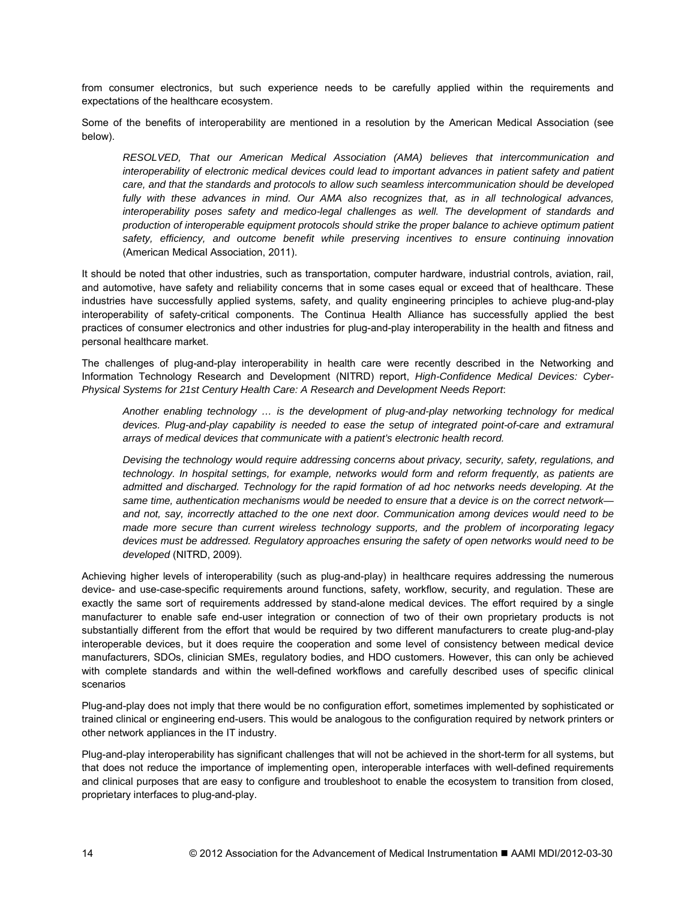from consumer electronics, but such experience needs to be carefully applied within the requirements and expectations of the healthcare ecosystem.

Some of the benefits of interoperability are mentioned in a resolution by the American Medical Association (see below).

> *RESOLVED, That our American Medical Association (AMA) believes that intercommunication and interoperability of electronic medical devices could lead to important advances in patient safety and patient care, and that the standards and protocols to allow such seamless intercommunication should be developed fully with these advances in mind. Our AMA also recognizes that, as in all technological advances, interoperability poses safety and medico-legal challenges as well. The development of standards and production of interoperable equipment protocols should strike the proper balance to achieve optimum patient safety, efficiency, and outcome benefit while preserving incentives to ensure continuing innovation* (American Medical Association, 2011).

It should be noted that other industries, such as transportation, computer hardware, industrial controls, aviation, rail, and automotive, have safety and reliability concerns that in some cases equal or exceed that of healthcare. These industries have successfully applied systems, safety, and quality engineering principles to achieve plug-and-play interoperability of safety-critical components. The Continua Health Alliance has successfully applied the best practices of consumer electronics and other industries for plug-and-play interoperability in the health and fitness and personal healthcare market.

The challenges of plug-and-play interoperability in health care were recently described in the Networking and Information Technology Research and Development (NITRD) report, *High-Confidence Medical Devices: Cyber-Physical Systems for 21st Century Health Care: A Research and Development Needs Report*:

> *Another enabling technology … is the development of plug-and-play networking technology for medical devices. Plug-and-play capability is needed to ease the setup of integrated point-of-care and extramural arrays of medical devices that communicate with a patient's electronic health record.*
>
> *Devising the technology would require addressing concerns about privacy, security, safety, regulations, and technology. In hospital settings, for example, networks would form and reform frequently, as patients are admitted and discharged. Technology for the rapid formation of ad hoc networks needs developing. At the same time, authentication mechanisms would be needed to ensure that a device is on the correct network—and not, say, incorrectly attached to the one next door. Communication among devices would need to be made more secure than current wireless technology supports, and the problem of incorporating legacy devices must be addressed. Regulatory approaches ensuring the safety of open networks would need to be developed* (NITRD, 2009).

Achieving higher levels of interoperability (such as plug-and-play) in healthcare requires addressing the numerous device- and use-case-specific requirements around functions, safety, workflow, security, and regulation. These are exactly the same sort of requirements addressed by stand-alone medical devices. The effort required by a single manufacturer to enable safe end-user integration or connection of two of their own proprietary products is not substantially different from the effort that would be required by two different manufacturers to create plug-and-play interoperable devices, but it does require the cooperation and some level of consistency between medical device manufacturers, SDOs, clinician SMEs, regulatory bodies, and HDO customers. However, this can only be achieved with complete standards and within the well-defined workflows and carefully described uses of specific clinical scenarios

Plug-and-play does not imply that there would be no configuration effort, sometimes implemented by sophisticated or trained clinical or engineering end-users. This would be analogous to the configuration required by network printers or other network appliances in the IT industry.

Plug-and-play interoperability has significant challenges that will not be achieved in the short-term for all systems, but that does not reduce the importance of implementing open, interoperable interfaces with well-defined requirements and clinical purposes that are easy to configure and troubleshoot to enable the ecosystem to transition from closed, proprietary interfaces to plug-and-play.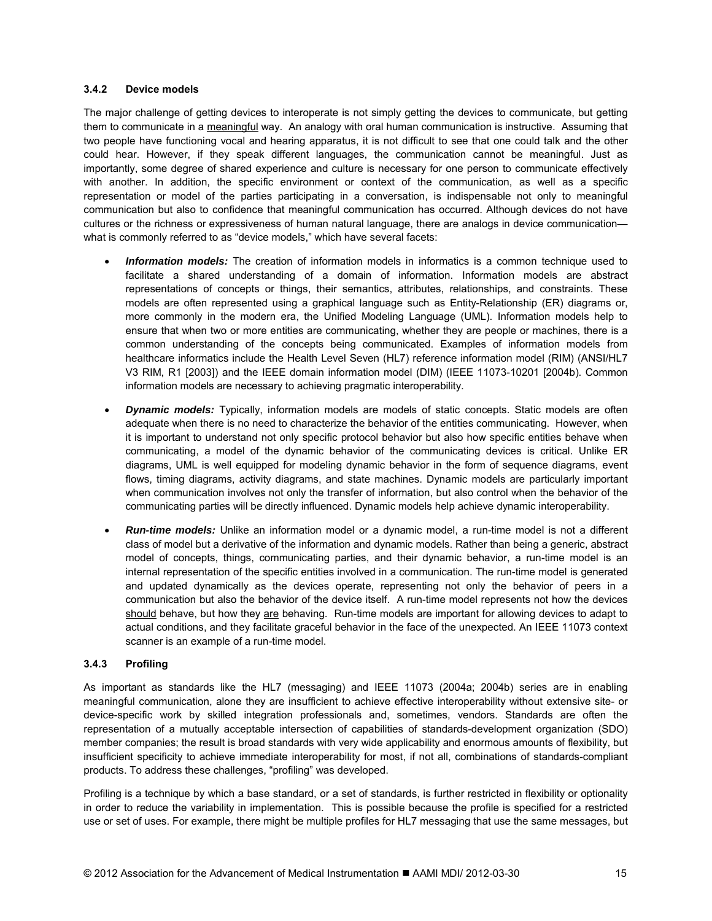### 3.4.2 Device models

The major challenge of getting devices to interoperate is not simply getting the devices to communicate, but getting them to communicate in a meaningful way. An analogy with oral human communication is instructive. Assuming that two people have functioning vocal and hearing apparatus, it is not difficult to see that one could talk and the other could hear. However, if they speak different languages, the communication cannot be meaningful. Just as importantly, some degree of shared experience and culture is necessary for one person to communicate effectively with another. In addition, the specific environment or context of the communication, as well as a specific representation or model of the parties participating in a conversation, is indispensable not only to meaningful communication but also to confidence that meaningful communication has occurred. Although devices do not have cultures or the richness or expressiveness of human natural language, there are analogs in device communication—what is commonly referred to as "device models," which have several facets:

- ***Information models:*** The creation of information models in informatics is a common technique used to facilitate a shared understanding of a domain of information. Information models are abstract representations of concepts or things, their semantics, attributes, relationships, and constraints. These models are often represented using a graphical language such as Entity-Relationship (ER) diagrams or, more commonly in the modern era, the Unified Modeling Language (UML). Information models help to ensure that when two or more entities are communicating, whether they are people or machines, there is a common understanding of the concepts being communicated. Examples of information models from healthcare informatics include the Health Level Seven (HL7) reference information model (RIM) (ANSI/HL7 V3 RIM, R1 [2003]) and the IEEE domain information model (DIM) (IEEE 11073-10201 [2004b). Common information models are necessary to achieving pragmatic interoperability.

- ***Dynamic models:*** Typically, information models are models of static concepts. Static models are often adequate when there is no need to characterize the behavior of the entities communicating. However, when it is important to understand not only specific protocol behavior but also how specific entities behave when communicating, a model of the dynamic behavior of the communicating devices is critical. Unlike ER diagrams, UML is well equipped for modeling dynamic behavior in the form of sequence diagrams, event flows, timing diagrams, activity diagrams, and state machines. Dynamic models are particularly important when communication involves not only the transfer of information, but also control when the behavior of the communicating parties will be directly influenced. Dynamic models help achieve dynamic interoperability.

- ***Run-time models:*** Unlike an information model or a dynamic model, a run-time model is not a different class of model but a derivative of the information and dynamic models. Rather than being a generic, abstract model of concepts, things, communicating parties, and their dynamic behavior, a run-time model is an internal representation of the specific entities involved in a communication. The run-time model is generated and updated dynamically as the devices operate, representing not only the behavior of peers in a communication but also the behavior of the device itself. A run-time model represents not how the devices should behave, but how they are behaving. Run-time models are important for allowing devices to adapt to actual conditions, and they facilitate graceful behavior in the face of the unexpected. An IEEE 11073 context scanner is an example of a run-time model.

### 3.4.3 Profiling

As important as standards like the HL7 (messaging) and IEEE 11073 (2004a; 2004b) series are in enabling meaningful communication, alone they are insufficient to achieve effective interoperability without extensive site- or device-specific work by skilled integration professionals and, sometimes, vendors. Standards are often the representation of a mutually acceptable intersection of capabilities of standards-development organization (SDO) member companies; the result is broad standards with very wide applicability and enormous amounts of flexibility, but insufficient specificity to achieve immediate interoperability for most, if not all, combinations of standards-compliant products. To address these challenges, "profiling" was developed.

Profiling is a technique by which a base standard, or a set of standards, is further restricted in flexibility or optionality in order to reduce the variability in implementation. This is possible because the profile is specified for a restricted use or set of uses. For example, there might be multiple profiles for HL7 messaging that use the same messages, but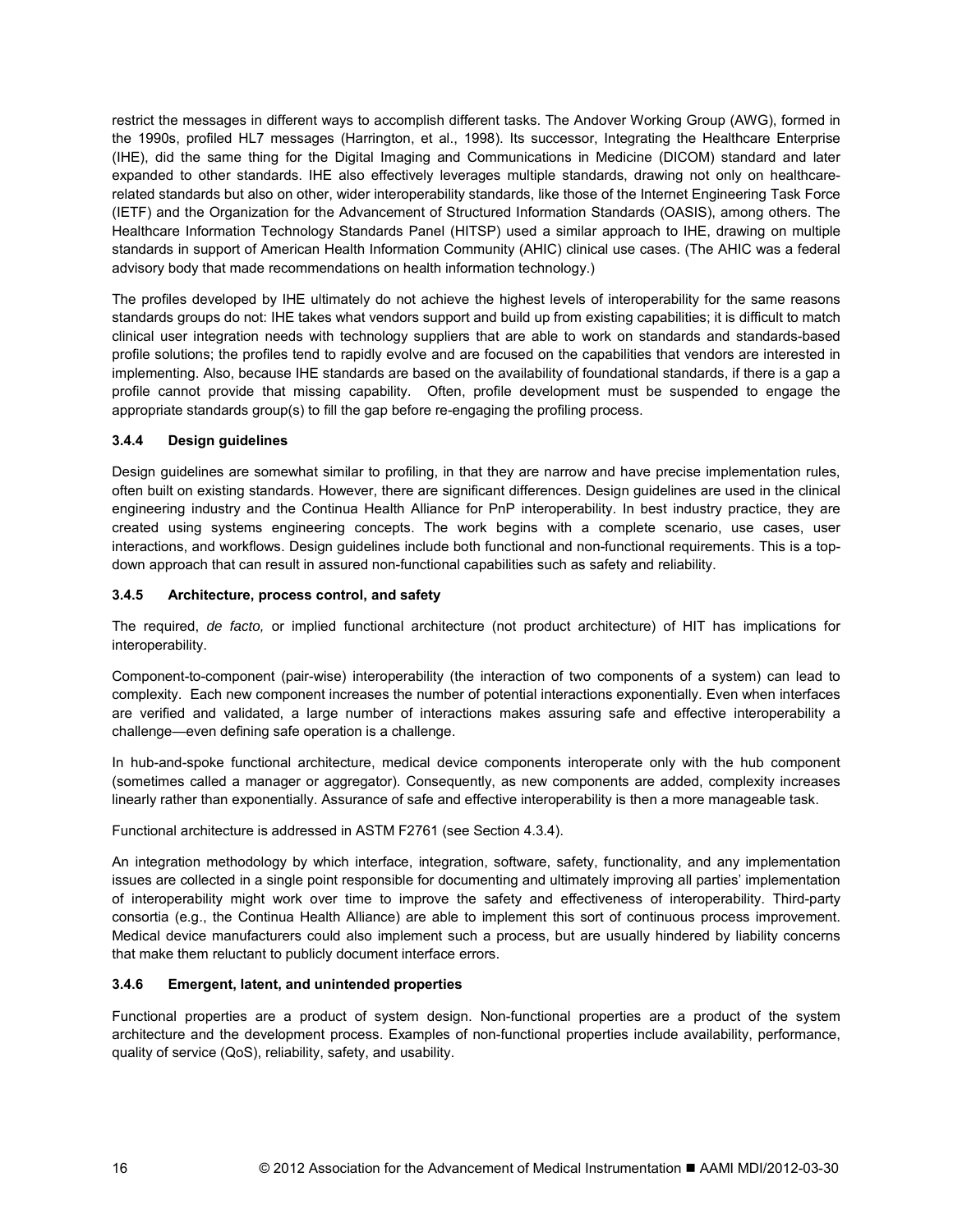restrict the messages in different ways to accomplish different tasks. The Andover Working Group (AWG), formed in the 1990s, profiled HL7 messages (Harrington, et al., 1998). Its successor, Integrating the Healthcare Enterprise (IHE), did the same thing for the Digital Imaging and Communications in Medicine (DICOM) standard and later expanded to other standards. IHE also effectively leverages multiple standards, drawing not only on healthcare-related standards but also on other, wider interoperability standards, like those of the Internet Engineering Task Force (IETF) and the Organization for the Advancement of Structured Information Standards (OASIS), among others. The Healthcare Information Technology Standards Panel (HITSP) used a similar approach to IHE, drawing on multiple standards in support of American Health Information Community (AHIC) clinical use cases. (The AHIC was a federal advisory body that made recommendations on health information technology.)

The profiles developed by IHE ultimately do not achieve the highest levels of interoperability for the same reasons standards groups do not: IHE takes what vendors support and build up from existing capabilities; it is difficult to match clinical user integration needs with technology suppliers that are able to work on standards and standards-based profile solutions; the profiles tend to rapidly evolve and are focused on the capabilities that vendors are interested in implementing. Also, because IHE standards are based on the availability of foundational standards, if there is a gap a profile cannot provide that missing capability. Often, profile development must be suspended to engage the appropriate standards group(s) to fill the gap before re-engaging the profiling process.

### 3.4.4 Design guidelines

Design guidelines are somewhat similar to profiling, in that they are narrow and have precise implementation rules, often built on existing standards. However, there are significant differences. Design guidelines are used in the clinical engineering industry and the Continua Health Alliance for PnP interoperability. In best industry practice, they are created using systems engineering concepts. The work begins with a complete scenario, use cases, user interactions, and workflows. Design guidelines include both functional and non-functional requirements. This is a top-down approach that can result in assured non-functional capabilities such as safety and reliability.

### 3.4.5 Architecture, process control, and safety

The required, *de facto,* or implied functional architecture (not product architecture) of HIT has implications for interoperability.

Component-to-component (pair-wise) interoperability (the interaction of two components of a system) can lead to complexity. Each new component increases the number of potential interactions exponentially. Even when interfaces are verified and validated, a large number of interactions makes assuring safe and effective interoperability a challenge—even defining safe operation is a challenge.

In hub-and-spoke functional architecture, medical device components interoperate only with the hub component (sometimes called a manager or aggregator). Consequently, as new components are added, complexity increases linearly rather than exponentially. Assurance of safe and effective interoperability is then a more manageable task.

Functional architecture is addressed in ASTM F2761 (see Section 4.3.4).

An integration methodology by which interface, integration, software, safety, functionality, and any implementation issues are collected in a single point responsible for documenting and ultimately improving all parties' implementation of interoperability might work over time to improve the safety and effectiveness of interoperability. Third-party consortia (e.g., the Continua Health Alliance) are able to implement this sort of continuous process improvement. Medical device manufacturers could also implement such a process, but are usually hindered by liability concerns that make them reluctant to publicly document interface errors.

### 3.4.6 Emergent, latent, and unintended properties

Functional properties are a product of system design. Non-functional properties are a product of the system architecture and the development process. Examples of non-functional properties include availability, performance, quality of service (QoS), reliability, safety, and usability.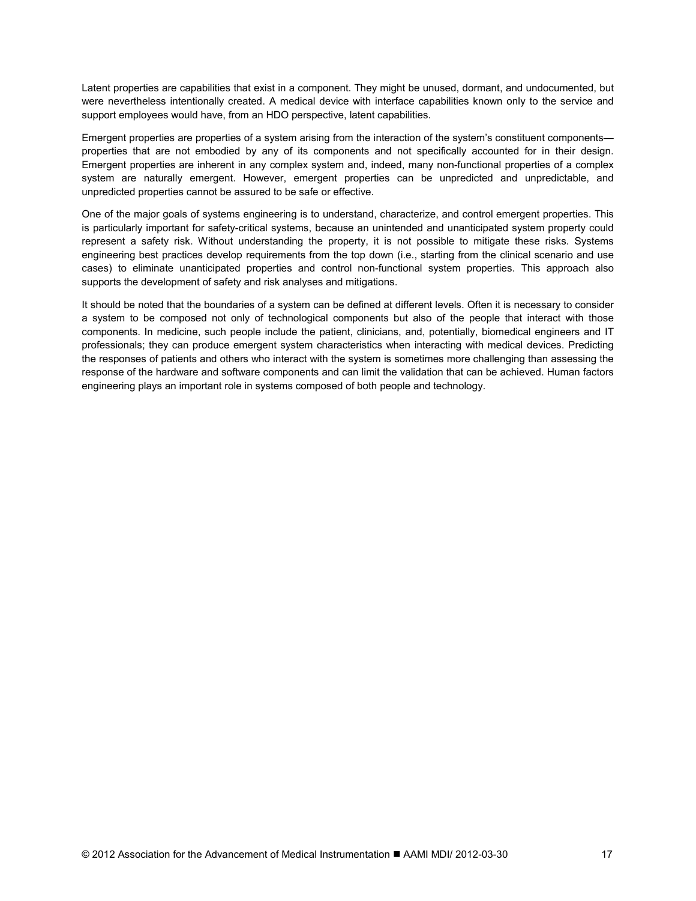Latent properties are capabilities that exist in a component. They might be unused, dormant, and undocumented, but were nevertheless intentionally created. A medical device with interface capabilities known only to the service and support employees would have, from an HDO perspective, latent capabilities.

Emergent properties are properties of a system arising from the interaction of the system's constituent components—properties that are not embodied by any of its components and not specifically accounted for in their design. Emergent properties are inherent in any complex system and, indeed, many non-functional properties of a complex system are naturally emergent. However, emergent properties can be unpredicted and unpredictable, and unpredicted properties cannot be assured to be safe or effective.

One of the major goals of systems engineering is to understand, characterize, and control emergent properties. This is particularly important for safety-critical systems, because an unintended and unanticipated system property could represent a safety risk. Without understanding the property, it is not possible to mitigate these risks. Systems engineering best practices develop requirements from the top down (i.e., starting from the clinical scenario and use cases) to eliminate unanticipated properties and control non-functional system properties. This approach also supports the development of safety and risk analyses and mitigations.

It should be noted that the boundaries of a system can be defined at different levels. Often it is necessary to consider a system to be composed not only of technological components but also of the people that interact with those components. In medicine, such people include the patient, clinicians, and, potentially, biomedical engineers and IT professionals; they can produce emergent system characteristics when interacting with medical devices. Predicting the responses of patients and others who interact with the system is sometimes more challenging than assessing the response of the hardware and software components and can limit the validation that can be achieved. Human factors engineering plays an important role in systems composed of both people and technology.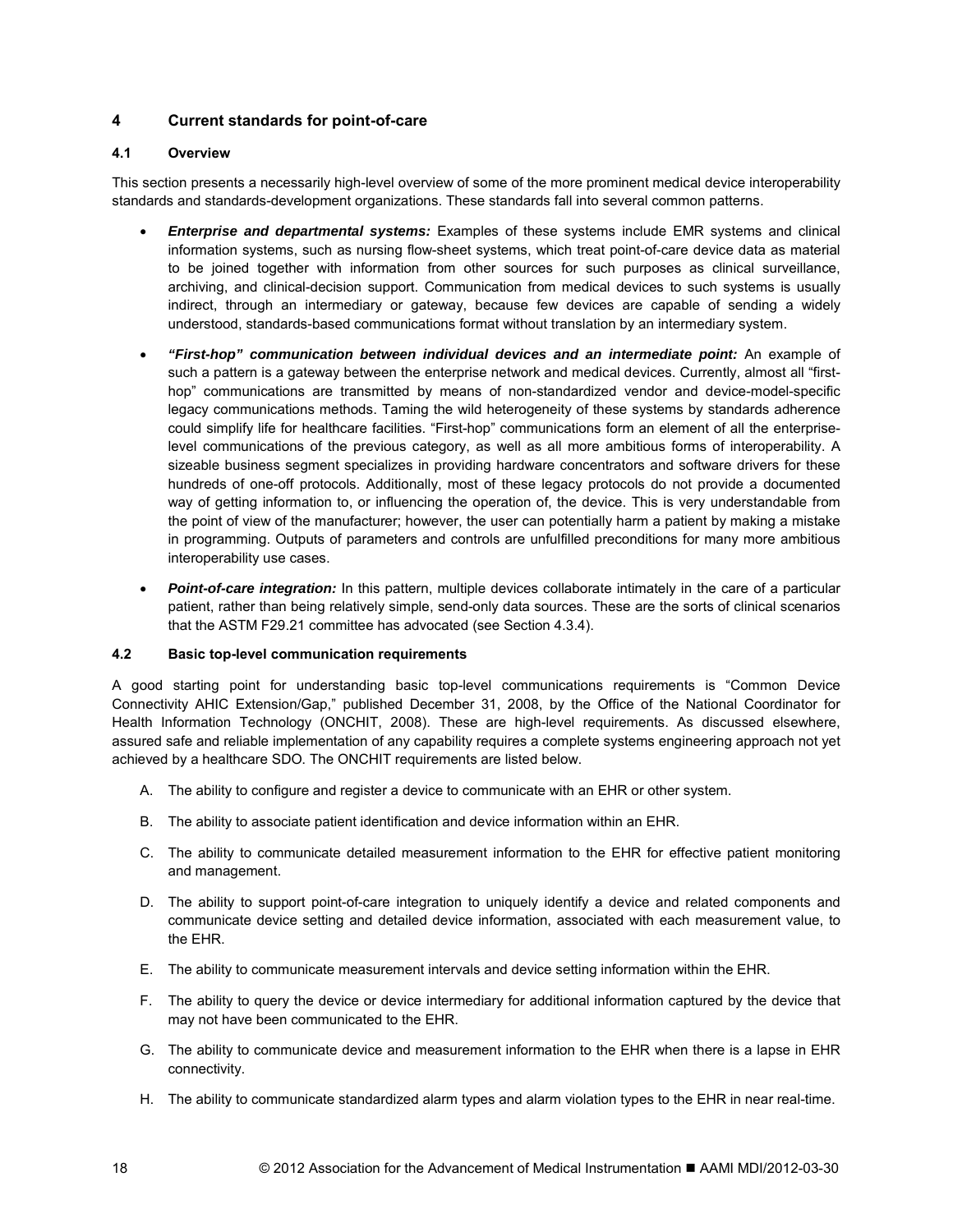# 4 Current standards for point-of-care

## 4.1 Overview

This section presents a necessarily high-level overview of some of the more prominent medical device interoperability standards and standards-development organizations. These standards fall into several common patterns.

- ***Enterprise and departmental systems:*** Examples of these systems include EMR systems and clinical information systems, such as nursing flow-sheet systems, which treat point-of-care device data as material to be joined together with information from other sources for such purposes as clinical surveillance, archiving, and clinical-decision support. Communication from medical devices to such systems is usually indirect, through an intermediary or gateway, because few devices are capable of sending a widely understood, standards-based communications format without translation by an intermediary system.

- ***"First-hop" communication between individual devices and an intermediate point:*** An example of such a pattern is a gateway between the enterprise network and medical devices. Currently, almost all "first-hop" communications are transmitted by means of non-standardized vendor and device-model-specific legacy communications methods. Taming the wild heterogeneity of these systems by standards adherence could simplify life for healthcare facilities. "First-hop" communications form an element of all the enterprise-level communications of the previous category, as well as all more ambitious forms of interoperability. A sizeable business segment specializes in providing hardware concentrators and software drivers for these hundreds of one-off protocols. Additionally, most of these legacy protocols do not provide a documented way of getting information to, or influencing the operation of, the device. This is very understandable from the point of view of the manufacturer; however, the user can potentially harm a patient by making a mistake in programming. Outputs of parameters and controls are unfulfilled preconditions for many more ambitious interoperability use cases.

- ***Point-of-care integration:*** In this pattern, multiple devices collaborate intimately in the care of a particular patient, rather than being relatively simple, send-only data sources. These are the sorts of clinical scenarios that the ASTM F29.21 committee has advocated (see Section 4.3.4).

## 4.2 Basic top-level communication requirements

A good starting point for understanding basic top-level communications requirements is "Common Device Connectivity AHIC Extension/Gap," published December 31, 2008, by the Office of the National Coordinator for Health Information Technology (ONCHIT, 2008). These are high-level requirements. As discussed elsewhere, assured safe and reliable implementation of any capability requires a complete systems engineering approach not yet achieved by a healthcare SDO. The ONCHIT requirements are listed below.

A. The ability to configure and register a device to communicate with an EHR or other system.

B. The ability to associate patient identification and device information within an EHR.

C. The ability to communicate detailed measurement information to the EHR for effective patient monitoring and management.

D. The ability to support point-of-care integration to uniquely identify a device and related components and communicate device setting and detailed device information, associated with each measurement value, to the EHR.

E. The ability to communicate measurement intervals and device setting information within the EHR.

F. The ability to query the device or device intermediary for additional information captured by the device that may not have been communicated to the EHR.

G. The ability to communicate device and measurement information to the EHR when there is a lapse in EHR connectivity.

H. The ability to communicate standardized alarm types and alarm violation types to the EHR in near real-time.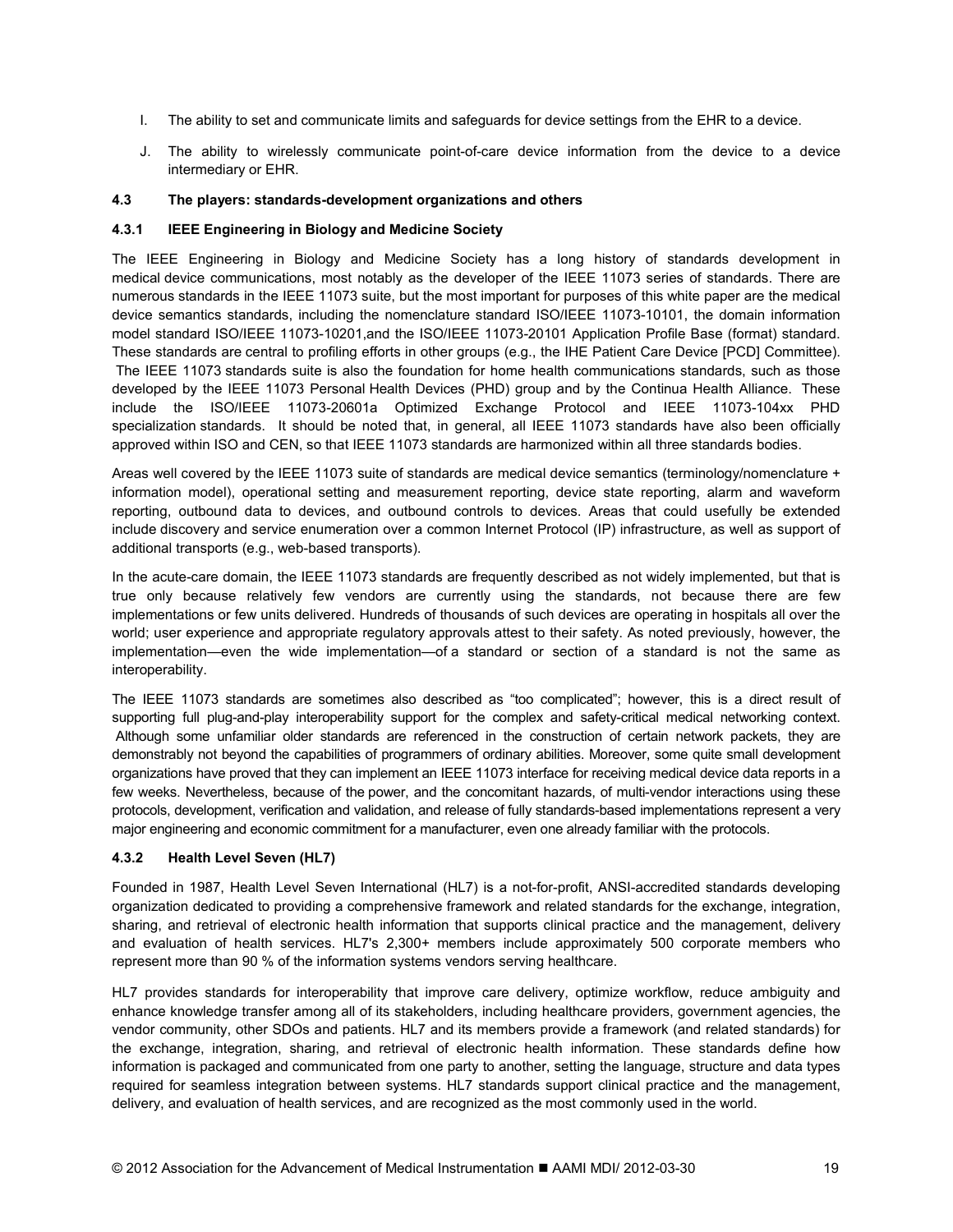I. The ability to set and communicate limits and safeguards for device settings from the EHR to a device.

J. The ability to wirelessly communicate point-of-care device information from the device to a device intermediary or EHR.

### 4.3 The players: standards-development organizations and others

#### 4.3.1 IEEE Engineering in Biology and Medicine Society

The IEEE Engineering in Biology and Medicine Society has a long history of standards development in medical device communications, most notably as the developer of the IEEE 11073 series of standards. There are numerous standards in the IEEE 11073 suite, but the most important for purposes of this white paper are the medical device semantics standards, including the nomenclature standard ISO/IEEE 11073-10101, the domain information model standard ISO/IEEE 11073-10201,and the ISO/IEEE 11073-20101 Application Profile Base (format) standard. These standards are central to profiling efforts in other groups (e.g., the IHE Patient Care Device [PCD] Committee). The IEEE 11073 standards suite is also the foundation for home health communications standards, such as those developed by the IEEE 11073 Personal Health Devices (PHD) group and by the Continua Health Alliance. These include the ISO/IEEE 11073-20601a Optimized Exchange Protocol and IEEE 11073-104xx PHD specialization standards. It should be noted that, in general, all IEEE 11073 standards have also been officially approved within ISO and CEN, so that IEEE 11073 standards are harmonized within all three standards bodies.

Areas well covered by the IEEE 11073 suite of standards are medical device semantics (terminology/nomenclature + information model), operational setting and measurement reporting, device state reporting, alarm and waveform reporting, outbound data to devices, and outbound controls to devices. Areas that could usefully be extended include discovery and service enumeration over a common Internet Protocol (IP) infrastructure, as well as support of additional transports (e.g., web-based transports).

In the acute-care domain, the IEEE 11073 standards are frequently described as not widely implemented, but that is true only because relatively few vendors are currently using the standards, not because there are few implementations or few units delivered. Hundreds of thousands of such devices are operating in hospitals all over the world; user experience and appropriate regulatory approvals attest to their safety. As noted previously, however, the implementation—even the wide implementation—of a standard or section of a standard is not the same as interoperability.

The IEEE 11073 standards are sometimes also described as "too complicated"; however, this is a direct result of supporting full plug-and-play interoperability support for the complex and safety-critical medical networking context. Although some unfamiliar older standards are referenced in the construction of certain network packets, they are demonstrably not beyond the capabilities of programmers of ordinary abilities. Moreover, some quite small development organizations have proved that they can implement an IEEE 11073 interface for receiving medical device data reports in a few weeks. Nevertheless, because of the power, and the concomitant hazards, of multi-vendor interactions using these protocols, development, verification and validation, and release of fully standards-based implementations represent a very major engineering and economic commitment for a manufacturer, even one already familiar with the protocols.

#### 4.3.2 Health Level Seven (HL7)

Founded in 1987, Health Level Seven International (HL7) is a not-for-profit, ANSI-accredited standards developing organization dedicated to providing a comprehensive framework and related standards for the exchange, integration, sharing, and retrieval of electronic health information that supports clinical practice and the management, delivery and evaluation of health services. HL7's 2,300+ members include approximately 500 corporate members who represent more than 90 % of the information systems vendors serving healthcare.

HL7 provides standards for interoperability that improve care delivery, optimize workflow, reduce ambiguity and enhance knowledge transfer among all of its stakeholders, including healthcare providers, government agencies, the vendor community, other SDOs and patients. HL7 and its members provide a framework (and related standards) for the exchange, integration, sharing, and retrieval of electronic health information. These standards define how information is packaged and communicated from one party to another, setting the language, structure and data types required for seamless integration between systems. HL7 standards support clinical practice and the management, delivery, and evaluation of health services, and are recognized as the most commonly used in the world.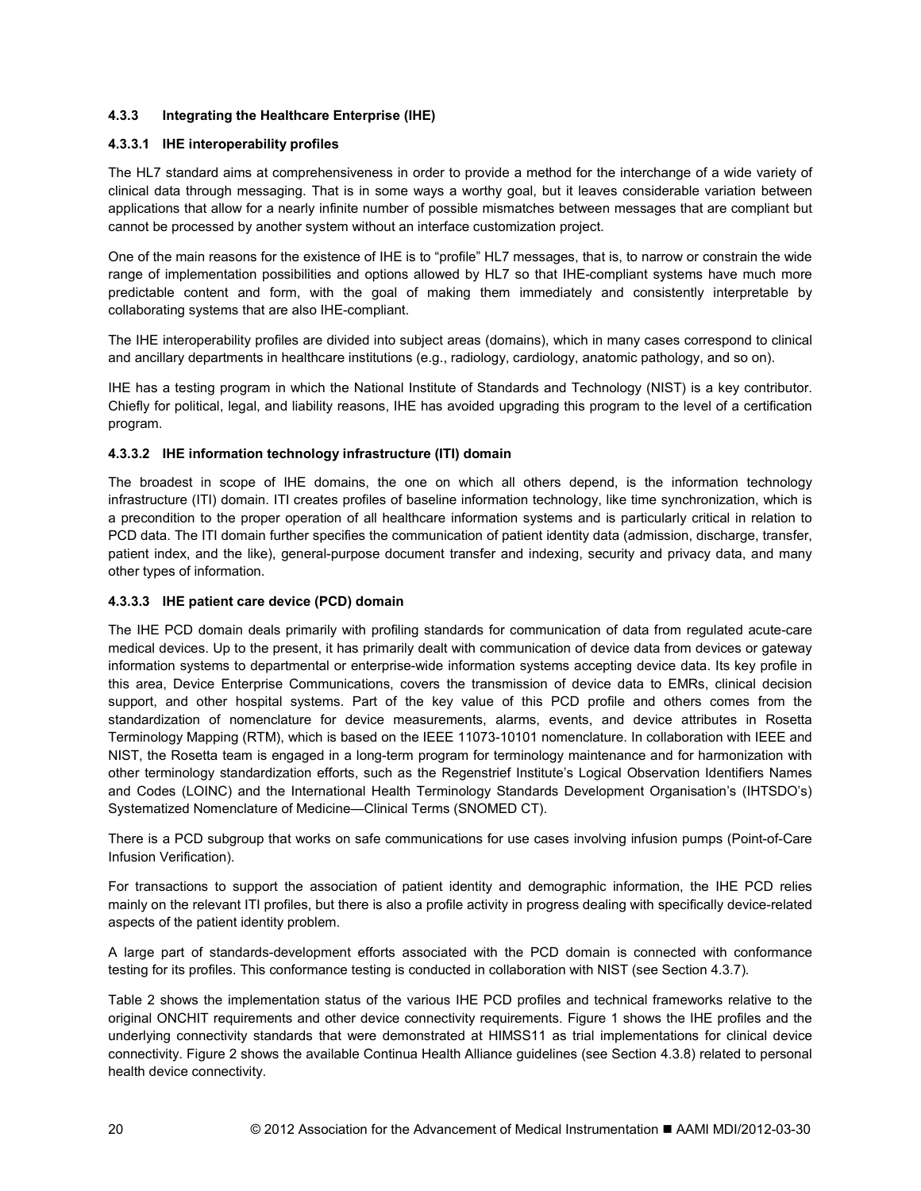### 4.3.3 Integrating the Healthcare Enterprise (IHE)

#### 4.3.3.1 IHE interoperability profiles

The HL7 standard aims at comprehensiveness in order to provide a method for the interchange of a wide variety of clinical data through messaging. That is in some ways a worthy goal, but it leaves considerable variation between applications that allow for a nearly infinite number of possible mismatches between messages that are compliant but cannot be processed by another system without an interface customization project.

One of the main reasons for the existence of IHE is to "profile" HL7 messages, that is, to narrow or constrain the wide range of implementation possibilities and options allowed by HL7 so that IHE-compliant systems have much more predictable content and form, with the goal of making them immediately and consistently interpretable by collaborating systems that are also IHE-compliant.

The IHE interoperability profiles are divided into subject areas (domains), which in many cases correspond to clinical and ancillary departments in healthcare institutions (e.g., radiology, cardiology, anatomic pathology, and so on).

IHE has a testing program in which the National Institute of Standards and Technology (NIST) is a key contributor. Chiefly for political, legal, and liability reasons, IHE has avoided upgrading this program to the level of a certification program.

#### 4.3.3.2 IHE information technology infrastructure (ITI) domain

The broadest in scope of IHE domains, the one on which all others depend, is the information technology infrastructure (ITI) domain. ITI creates profiles of baseline information technology, like time synchronization, which is a precondition to the proper operation of all healthcare information systems and is particularly critical in relation to PCD data. The ITI domain further specifies the communication of patient identity data (admission, discharge, transfer, patient index, and the like), general-purpose document transfer and indexing, security and privacy data, and many other types of information.

#### 4.3.3.3 IHE patient care device (PCD) domain

The IHE PCD domain deals primarily with profiling standards for communication of data from regulated acute-care medical devices. Up to the present, it has primarily dealt with communication of device data from devices or gateway information systems to departmental or enterprise-wide information systems accepting device data. Its key profile in this area, Device Enterprise Communications, covers the transmission of device data to EMRs, clinical decision support, and other hospital systems. Part of the key value of this PCD profile and others comes from the standardization of nomenclature for device measurements, alarms, events, and device attributes in Rosetta Terminology Mapping (RTM), which is based on the IEEE 11073-10101 nomenclature. In collaboration with IEEE and NIST, the Rosetta team is engaged in a long-term program for terminology maintenance and for harmonization with other terminology standardization efforts, such as the Regenstrief Institute's Logical Observation Identifiers Names and Codes (LOINC) and the International Health Terminology Standards Development Organisation's (IHTSDO's) Systematized Nomenclature of Medicine—Clinical Terms (SNOMED CT).

There is a PCD subgroup that works on safe communications for use cases involving infusion pumps (Point-of-Care Infusion Verification).

For transactions to support the association of patient identity and demographic information, the IHE PCD relies mainly on the relevant ITI profiles, but there is also a profile activity in progress dealing with specifically device-related aspects of the patient identity problem.

A large part of standards-development efforts associated with the PCD domain is connected with conformance testing for its profiles. This conformance testing is conducted in collaboration with NIST (see Section 4.3.7).

Table 2 shows the implementation status of the various IHE PCD profiles and technical frameworks relative to the original ONCHIT requirements and other device connectivity requirements. Figure 1 shows the IHE profiles and the underlying connectivity standards that were demonstrated at HIMSS11 as trial implementations for clinical device connectivity. Figure 2 shows the available Continua Health Alliance guidelines (see Section 4.3.8) related to personal health device connectivity.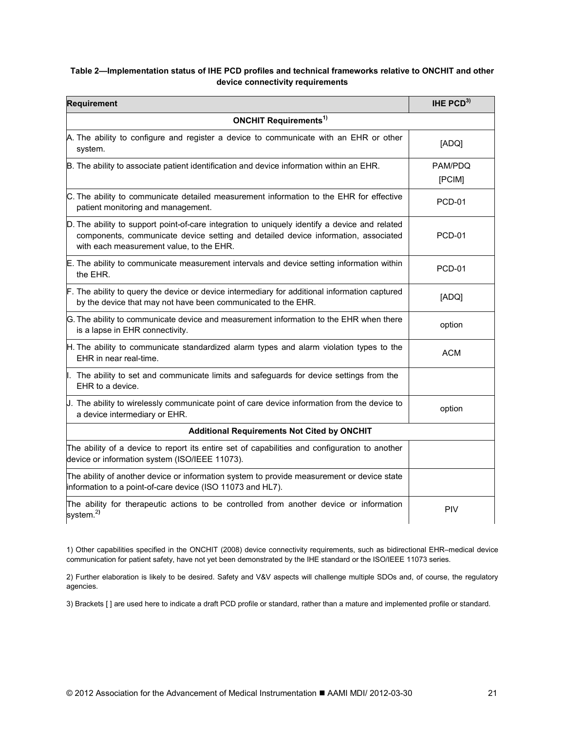**Table 2—Implementation status of IHE PCD profiles and technical frameworks relative to ONCHIT and other device connectivity requirements**

| Requirement | IHE PCD[3] |
|---|---|
| **ONCHIT Requirements[1]** | |
| A. The ability to configure and register a device to communicate with an EHR or other system. | [ADQ] |
| B. The ability to associate patient identification and device information within an EHR. | PAM/PDQ [PCIM] |
| C. The ability to communicate detailed measurement information to the EHR for effective patient monitoring and management. | PCD-01 |
| D. The ability to support point-of-care integration to uniquely identify a device and related components, communicate device setting and detailed device information, associated with each measurement value, to the EHR. | PCD-01 |
| E. The ability to communicate measurement intervals and device setting information within the EHR. | PCD-01 |
| F. The ability to query the device or device intermediary for additional information captured by the device that may not have been communicated to the EHR. | [ADQ] |
| G. The ability to communicate device and measurement information to the EHR when there is a lapse in EHR connectivity. | option |
| H. The ability to communicate standardized alarm types and alarm violation types to the EHR in near real-time. | ACM |
| I. The ability to set and communicate limits and safeguards for device settings from the EHR to a device. | |
| J. The ability to wirelessly communicate point of care device information from the device to a device intermediary or EHR. | option |
| **Additional Requirements Not Cited by ONCHIT** | |
| The ability of a device to report its entire set of capabilities and configuration to another device or information system (ISO/IEEE 11073). | |
| The ability of another device or information system to provide measurement or device state information to a point-of-care device (ISO 11073 and HL7). | |
| The ability for therapeutic actions to be controlled from another device or information system.[2] | PIV |

1) Other capabilities specified in the ONCHIT (2008) device connectivity requirements, such as bidirectional EHR–medical device communication for patient safety, have not yet been demonstrated by the IHE standard or the ISO/IEEE 11073 series.

2) Further elaboration is likely to be desired. Safety and V&V aspects will challenge multiple SDOs and, of course, the regulatory agencies.

3) Brackets [ ] are used here to indicate a draft PCD profile or standard, rather than a mature and implemented profile or standard.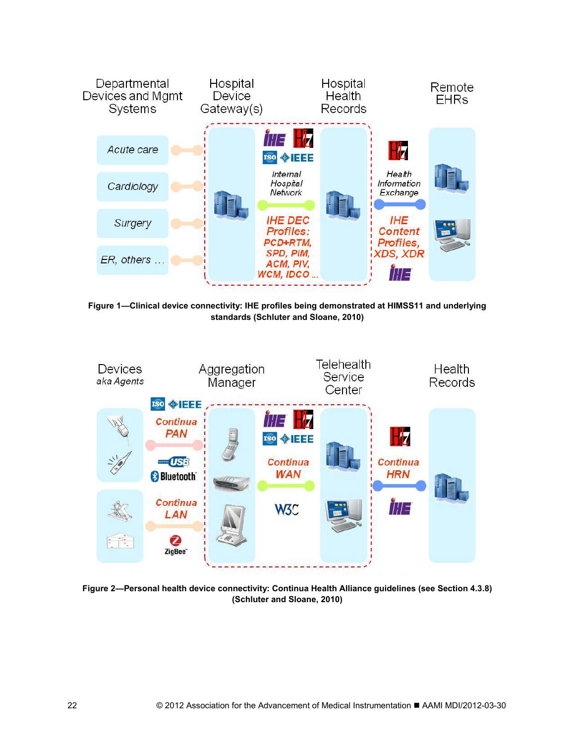Departmental Devices and Mgmt Systems

Hospital Device Gateway(s)

Hospital Health Records

Remote EHRs

Acute care

Cardiology

Surgery

ER, others …

IHE HL7 ISO IEEE

Internal Hospital Network

IHE DEC Profiles: PCD+RTM, SPD, PIM, ACM, PIV, WCM, IDCO …

HL7

Health Information Exchange

IHE Content Profiles, XDS, XDR

IHE

**Figure 1—Clinical device connectivity: IHE profiles being demonstrated at HIMSS11 and underlying standards (Schluter and Sloane, 2010)**

Devices *aka Agents*

Aggregation Manager

Telehealth Service Center

Health Records

ISO IEEE

Continua PAN

USB

Bluetooth

Continua LAN

ZigBee

IHE HL7 ISO IEEE

Continua WAN

W3C

HL7

Continua HRN

IHE

**Figure 2—Personal health device connectivity: Continua Health Alliance guidelines (see Section 4.3.8) (Schluter and Sloane, 2010)**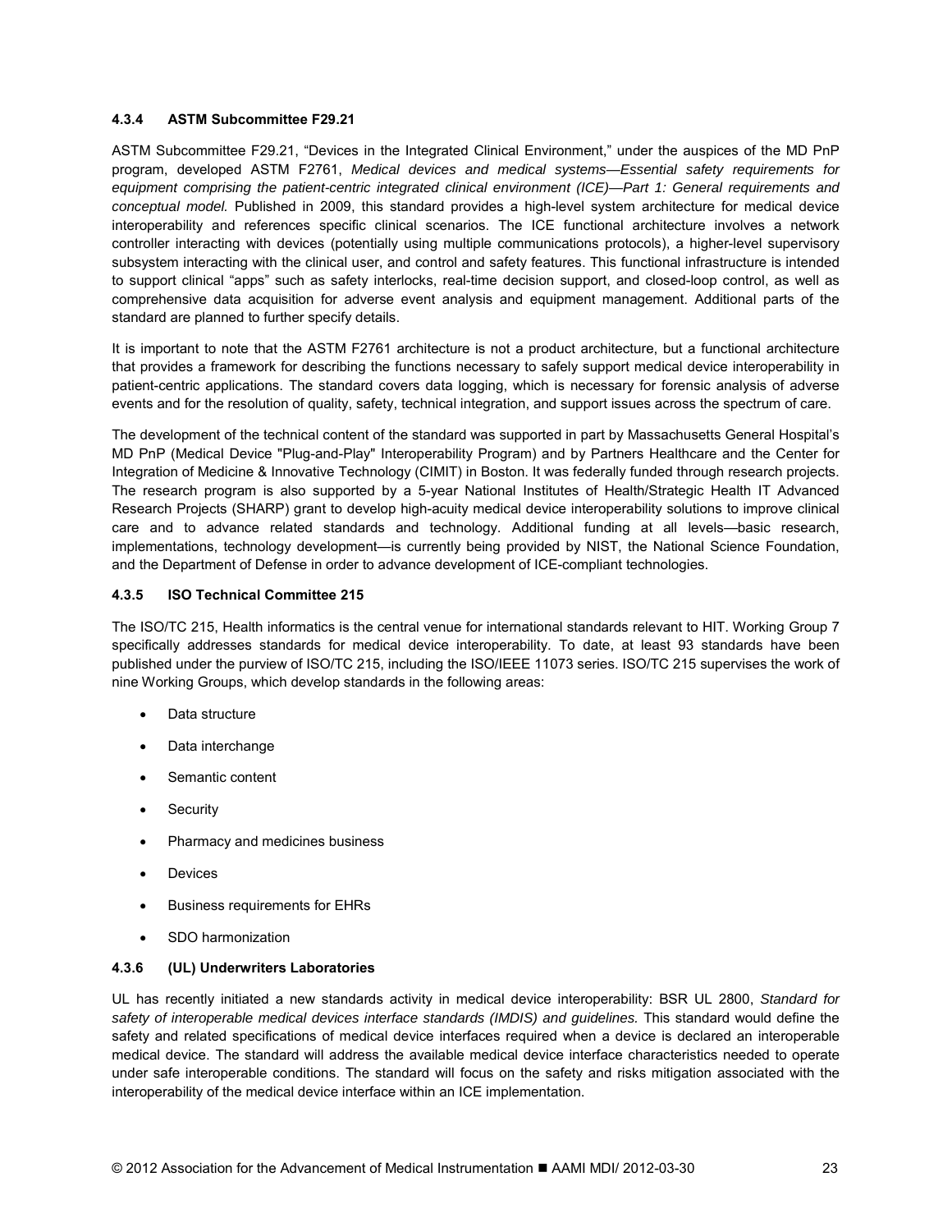### 4.3.4 ASTM Subcommittee F29.21

ASTM Subcommittee F29.21, "Devices in the Integrated Clinical Environment," under the auspices of the MD PnP program, developed ASTM F2761, *Medical devices and medical systems—Essential safety requirements for equipment comprising the patient-centric integrated clinical environment (ICE)—Part 1: General requirements and conceptual model.* Published in 2009, this standard provides a high-level system architecture for medical device interoperability and references specific clinical scenarios. The ICE functional architecture involves a network controller interacting with devices (potentially using multiple communications protocols), a higher-level supervisory subsystem interacting with the clinical user, and control and safety features. This functional infrastructure is intended to support clinical "apps" such as safety interlocks, real-time decision support, and closed-loop control, as well as comprehensive data acquisition for adverse event analysis and equipment management. Additional parts of the standard are planned to further specify details.

It is important to note that the ASTM F2761 architecture is not a product architecture, but a functional architecture that provides a framework for describing the functions necessary to safely support medical device interoperability in patient-centric applications. The standard covers data logging, which is necessary for forensic analysis of adverse events and for the resolution of quality, safety, technical integration, and support issues across the spectrum of care.

The development of the technical content of the standard was supported in part by Massachusetts General Hospital's MD PnP (Medical Device "Plug-and-Play" Interoperability Program) and by Partners Healthcare and the Center for Integration of Medicine & Innovative Technology (CIMIT) in Boston. It was federally funded through research projects. The research program is also supported by a 5-year National Institutes of Health/Strategic Health IT Advanced Research Projects (SHARP) grant to develop high-acuity medical device interoperability solutions to improve clinical care and to advance related standards and technology. Additional funding at all levels—basic research, implementations, technology development—is currently being provided by NIST, the National Science Foundation, and the Department of Defense in order to advance development of ICE-compliant technologies.

### 4.3.5 ISO Technical Committee 215

The ISO/TC 215, Health informatics is the central venue for international standards relevant to HIT. Working Group 7 specifically addresses standards for medical device interoperability. To date, at least 93 standards have been published under the purview of ISO/TC 215, including the ISO/IEEE 11073 series. ISO/TC 215 supervises the work of nine Working Groups, which develop standards in the following areas:

- Data structure
- Data interchange
- Semantic content
- Security
- Pharmacy and medicines business
- Devices
- Business requirements for EHRs
- SDO harmonization

### 4.3.6 (UL) Underwriters Laboratories

UL has recently initiated a new standards activity in medical device interoperability: BSR UL 2800, *Standard for safety of interoperable medical devices interface standards (IMDIS) and guidelines.* This standard would define the safety and related specifications of medical device interfaces required when a device is declared an interoperable medical device. The standard will address the available medical device interface characteristics needed to operate under safe interoperable conditions. The standard will focus on the safety and risks mitigation associated with the interoperability of the medical device interface within an ICE implementation.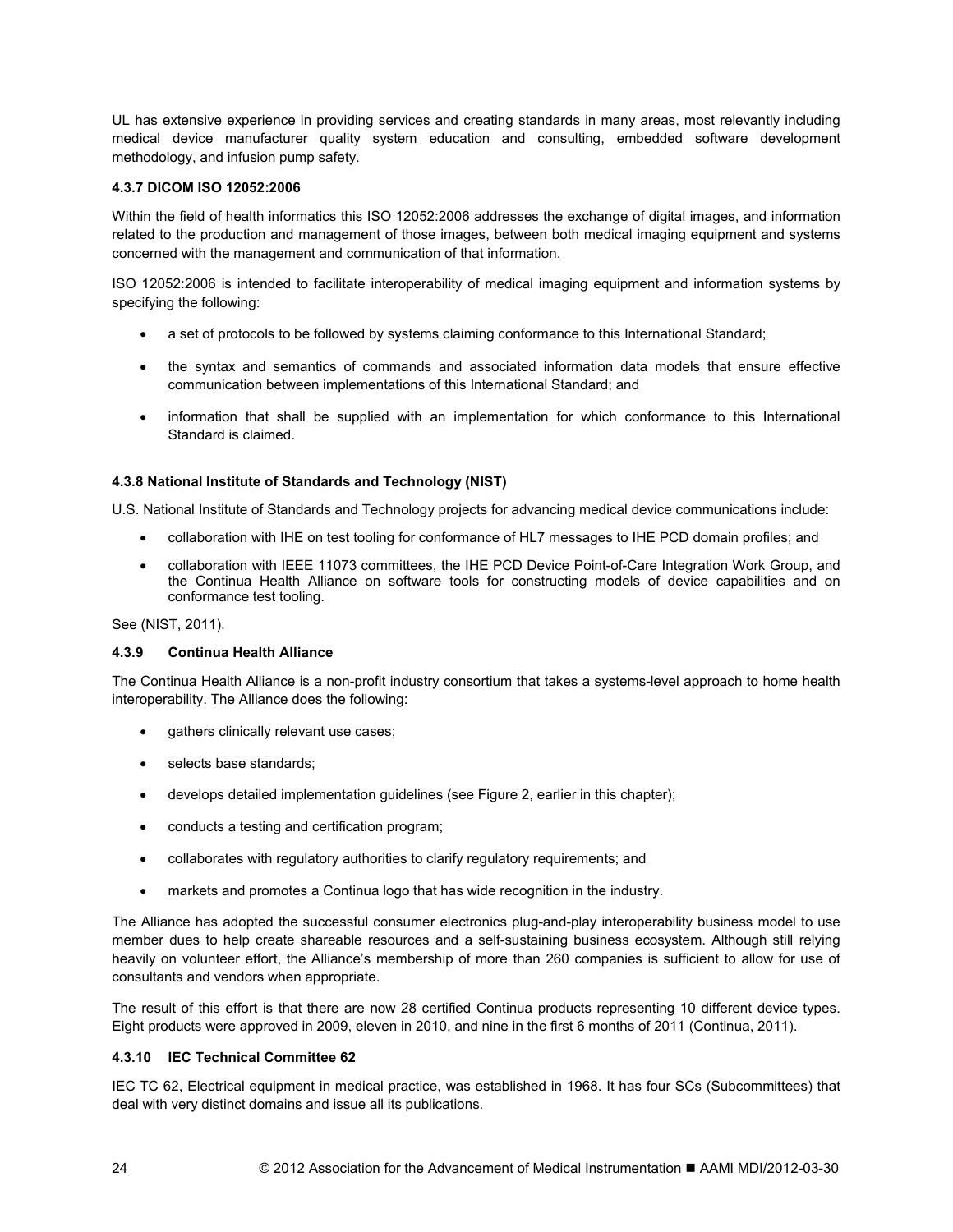UL has extensive experience in providing services and creating standards in many areas, most relevantly including medical device manufacturer quality system education and consulting, embedded software development methodology, and infusion pump safety.

#### 4.3.7 DICOM ISO 12052:2006

Within the field of health informatics this ISO 12052:2006 addresses the exchange of digital images, and information related to the production and management of those images, between both medical imaging equipment and systems concerned with the management and communication of that information.

ISO 12052:2006 is intended to facilitate interoperability of medical imaging equipment and information systems by specifying the following:

- a set of protocols to be followed by systems claiming conformance to this International Standard;
- the syntax and semantics of commands and associated information data models that ensure effective communication between implementations of this International Standard; and
- information that shall be supplied with an implementation for which conformance to this International Standard is claimed.

#### 4.3.8 National Institute of Standards and Technology (NIST)

U.S. National Institute of Standards and Technology projects for advancing medical device communications include:

- collaboration with IHE on test tooling for conformance of HL7 messages to IHE PCD domain profiles; and
- collaboration with IEEE 11073 committees, the IHE PCD Device Point-of-Care Integration Work Group, and the Continua Health Alliance on software tools for constructing models of device capabilities and on conformance test tooling.

See (NIST, 2011).

#### 4.3.9 Continua Health Alliance

The Continua Health Alliance is a non-profit industry consortium that takes a systems-level approach to home health interoperability. The Alliance does the following:

- gathers clinically relevant use cases;
- selects base standards;
- develops detailed implementation guidelines (see Figure 2, earlier in this chapter);
- conducts a testing and certification program;
- collaborates with regulatory authorities to clarify regulatory requirements; and
- markets and promotes a Continua logo that has wide recognition in the industry.

The Alliance has adopted the successful consumer electronics plug-and-play interoperability business model to use member dues to help create shareable resources and a self-sustaining business ecosystem. Although still relying heavily on volunteer effort, the Alliance's membership of more than 260 companies is sufficient to allow for use of consultants and vendors when appropriate.

The result of this effort is that there are now 28 certified Continua products representing 10 different device types. Eight products were approved in 2009, eleven in 2010, and nine in the first 6 months of 2011 (Continua, 2011).

#### 4.3.10 IEC Technical Committee 62

IEC TC 62, Electrical equipment in medical practice, was established in 1968. It has four SCs (Subcommittees) that deal with very distinct domains and issue all its publications.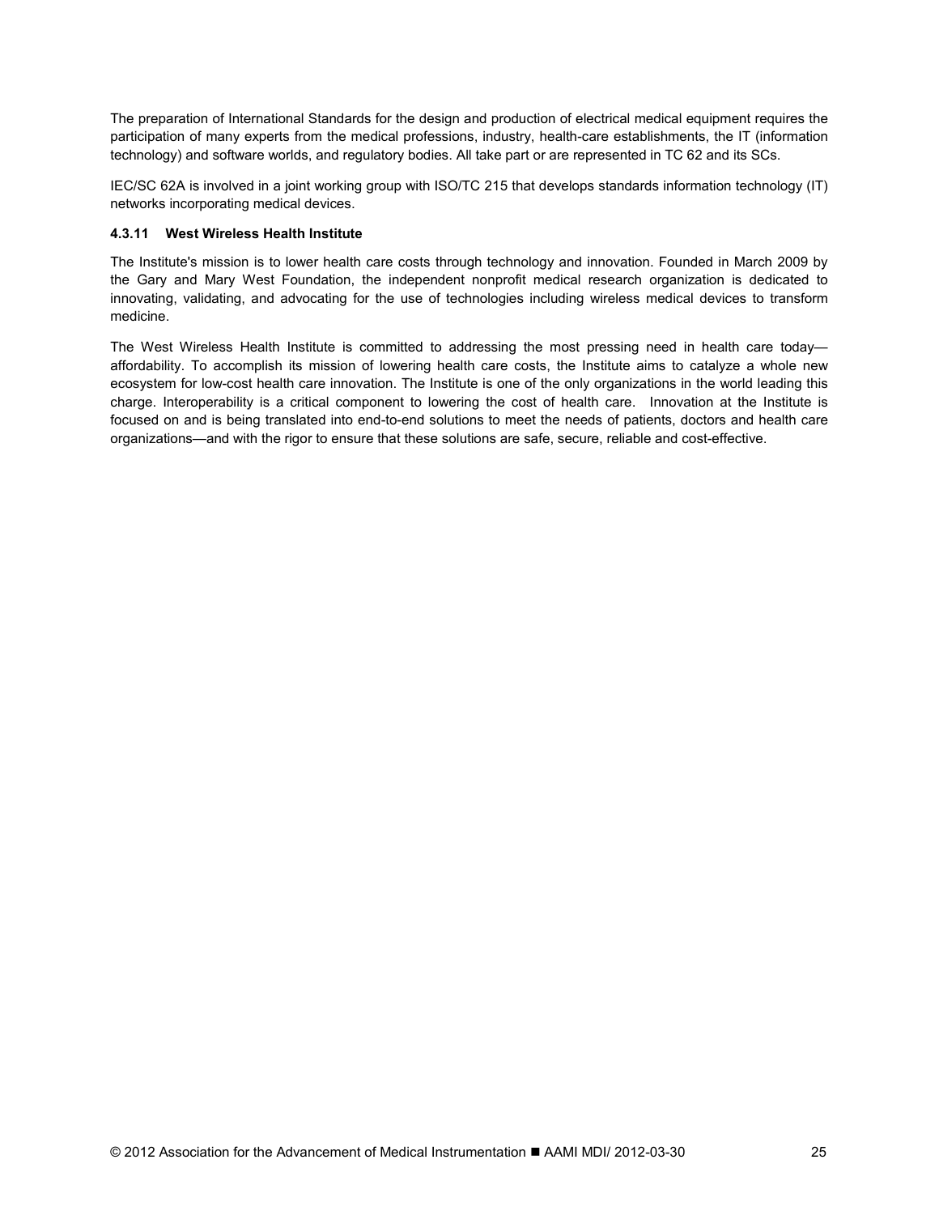The preparation of International Standards for the design and production of electrical medical equipment requires the participation of many experts from the medical professions, industry, health-care establishments, the IT (information technology) and software worlds, and regulatory bodies. All take part or are represented in TC 62 and its SCs.

IEC/SC 62A is involved in a joint working group with ISO/TC 215 that develops standards information technology (IT) networks incorporating medical devices.

#### 4.3.11 West Wireless Health Institute

The Institute's mission is to lower health care costs through technology and innovation. Founded in March 2009 by the Gary and Mary West Foundation, the independent nonprofit medical research organization is dedicated to innovating, validating, and advocating for the use of technologies including wireless medical devices to transform medicine.

The West Wireless Health Institute is committed to addressing the most pressing need in health care today—affordability. To accomplish its mission of lowering health care costs, the Institute aims to catalyze a whole new ecosystem for low-cost health care innovation. The Institute is one of the only organizations in the world leading this charge. Interoperability is a critical component to lowering the cost of health care. Innovation at the Institute is focused on and is being translated into end-to-end solutions to meet the needs of patients, doctors and health care organizations—and with the rigor to ensure that these solutions are safe, secure, reliable and cost-effective.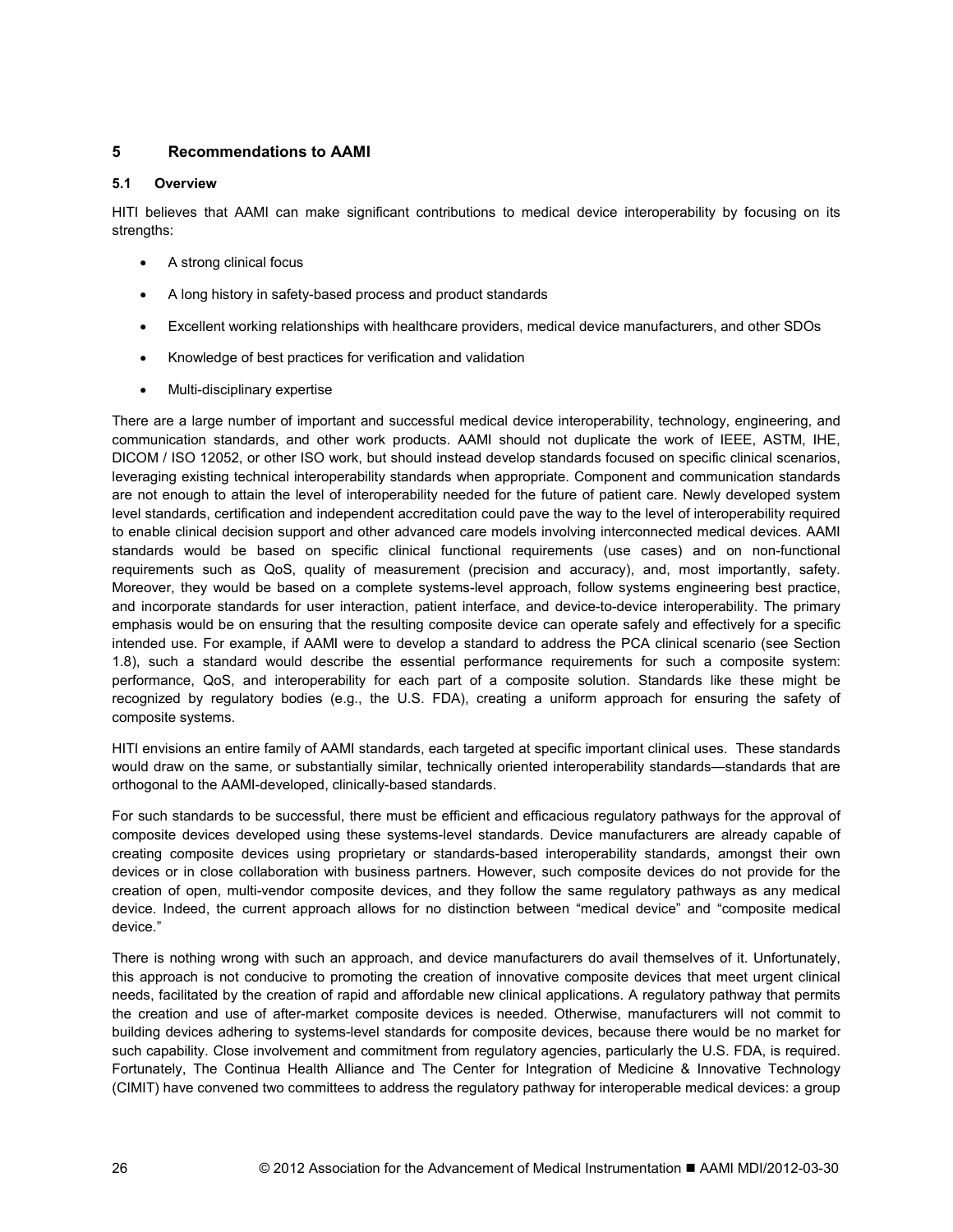## 5 Recommendations to AAMI

### 5.1 Overview

HITI believes that AAMI can make significant contributions to medical device interoperability by focusing on its strengths:

- A strong clinical focus
- A long history in safety-based process and product standards
- Excellent working relationships with healthcare providers, medical device manufacturers, and other SDOs
- Knowledge of best practices for verification and validation
- Multi-disciplinary expertise

There are a large number of important and successful medical device interoperability, technology, engineering, and communication standards, and other work products. AAMI should not duplicate the work of IEEE, ASTM, IHE, DICOM / ISO 12052, or other ISO work, but should instead develop standards focused on specific clinical scenarios, leveraging existing technical interoperability standards when appropriate. Component and communication standards are not enough to attain the level of interoperability needed for the future of patient care. Newly developed system level standards, certification and independent accreditation could pave the way to the level of interoperability required to enable clinical decision support and other advanced care models involving interconnected medical devices. AAMI standards would be based on specific clinical functional requirements (use cases) and on non-functional requirements such as QoS, quality of measurement (precision and accuracy), and, most importantly, safety. Moreover, they would be based on a complete systems-level approach, follow systems engineering best practice, and incorporate standards for user interaction, patient interface, and device-to-device interoperability. The primary emphasis would be on ensuring that the resulting composite device can operate safely and effectively for a specific intended use. For example, if AAMI were to develop a standard to address the PCA clinical scenario (see Section 1.8), such a standard would describe the essential performance requirements for such a composite system: performance, QoS, and interoperability for each part of a composite solution. Standards like these might be recognized by regulatory bodies (e.g., the U.S. FDA), creating a uniform approach for ensuring the safety of composite systems.

HITI envisions an entire family of AAMI standards, each targeted at specific important clinical uses. These standards would draw on the same, or substantially similar, technically oriented interoperability standards—standards that are orthogonal to the AAMI-developed, clinically-based standards.

For such standards to be successful, there must be efficient and efficacious regulatory pathways for the approval of composite devices developed using these systems-level standards. Device manufacturers are already capable of creating composite devices using proprietary or standards-based interoperability standards, amongst their own devices or in close collaboration with business partners. However, such composite devices do not provide for the creation of open, multi-vendor composite devices, and they follow the same regulatory pathways as any medical device. Indeed, the current approach allows for no distinction between "medical device" and "composite medical device."

There is nothing wrong with such an approach, and device manufacturers do avail themselves of it. Unfortunately, this approach is not conducive to promoting the creation of innovative composite devices that meet urgent clinical needs, facilitated by the creation of rapid and affordable new clinical applications. A regulatory pathway that permits the creation and use of after-market composite devices is needed. Otherwise, manufacturers will not commit to building devices adhering to systems-level standards for composite devices, because there would be no market for such capability. Close involvement and commitment from regulatory agencies, particularly the U.S. FDA, is required. Fortunately, The Continua Health Alliance and The Center for Integration of Medicine & Innovative Technology (CIMIT) have convened two committees to address the regulatory pathway for interoperable medical devices: a group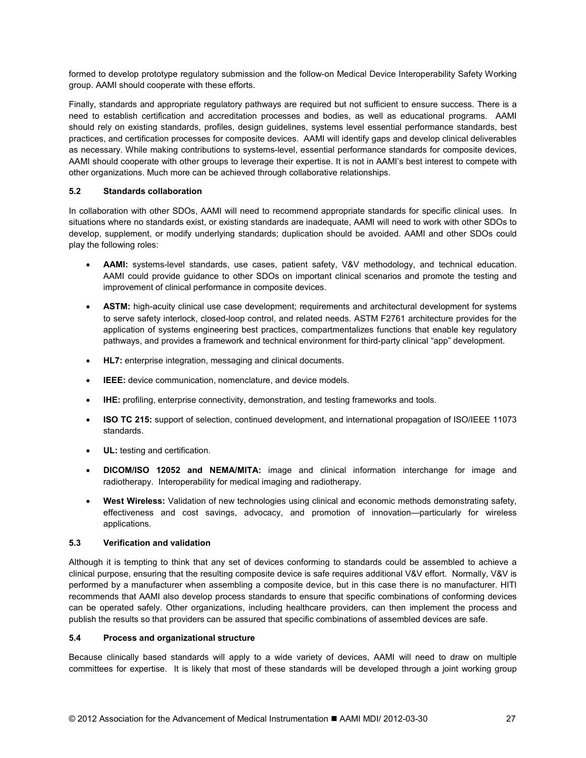formed to develop prototype regulatory submission and the follow-on Medical Device Interoperability Safety Working group. AAMI should cooperate with these efforts.

Finally, standards and appropriate regulatory pathways are required but not sufficient to ensure success. There is a need to establish certification and accreditation processes and bodies, as well as educational programs. AAMI should rely on existing standards, profiles, design guidelines, systems level essential performance standards, best practices, and certification processes for composite devices. AAMI will identify gaps and develop clinical deliverables as necessary. While making contributions to systems-level, essential performance standards for composite devices, AAMI should cooperate with other groups to leverage their expertise. It is not in AAMI's best interest to compete with other organizations. Much more can be achieved through collaborative relationships.

### 5.2 Standards collaboration

In collaboration with other SDOs, AAMI will need to recommend appropriate standards for specific clinical uses. In situations where no standards exist, or existing standards are inadequate, AAMI will need to work with other SDOs to develop, supplement, or modify underlying standards; duplication should be avoided. AAMI and other SDOs could play the following roles:

- **AAMI:** systems-level standards, use cases, patient safety, V&V methodology, and technical education. AAMI could provide guidance to other SDOs on important clinical scenarios and promote the testing and improvement of clinical performance in composite devices.
- **ASTM:** high-acuity clinical use case development; requirements and architectural development for systems to serve safety interlock, closed-loop control, and related needs. ASTM F2761 architecture provides for the application of systems engineering best practices, compartmentalizes functions that enable key regulatory pathways, and provides a framework and technical environment for third-party clinical "app" development.
- **HL7:** enterprise integration, messaging and clinical documents.
- **IEEE:** device communication, nomenclature, and device models.
- **IHE:** profiling, enterprise connectivity, demonstration, and testing frameworks and tools.
- **ISO TC 215:** support of selection, continued development, and international propagation of ISO/IEEE 11073 standards.
- **UL:** testing and certification.
- **DICOM/ISO 12052 and NEMA/MITA:** image and clinical information interchange for image and radiotherapy. Interoperability for medical imaging and radiotherapy.
- **West Wireless:** Validation of new technologies using clinical and economic methods demonstrating safety, effectiveness and cost savings, advocacy, and promotion of innovation—particularly for wireless applications.

### 5.3 Verification and validation

Although it is tempting to think that any set of devices conforming to standards could be assembled to achieve a clinical purpose, ensuring that the resulting composite device is safe requires additional V&V effort. Normally, V&V is performed by a manufacturer when assembling a composite device, but in this case there is no manufacturer. HITI recommends that AAMI also develop process standards to ensure that specific combinations of conforming devices can be operated safely. Other organizations, including healthcare providers, can then implement the process and publish the results so that providers can be assured that specific combinations of assembled devices are safe.

### 5.4 Process and organizational structure

Because clinically based standards will apply to a wide variety of devices, AAMI will need to draw on multiple committees for expertise. It is likely that most of these standards will be developed through a joint working group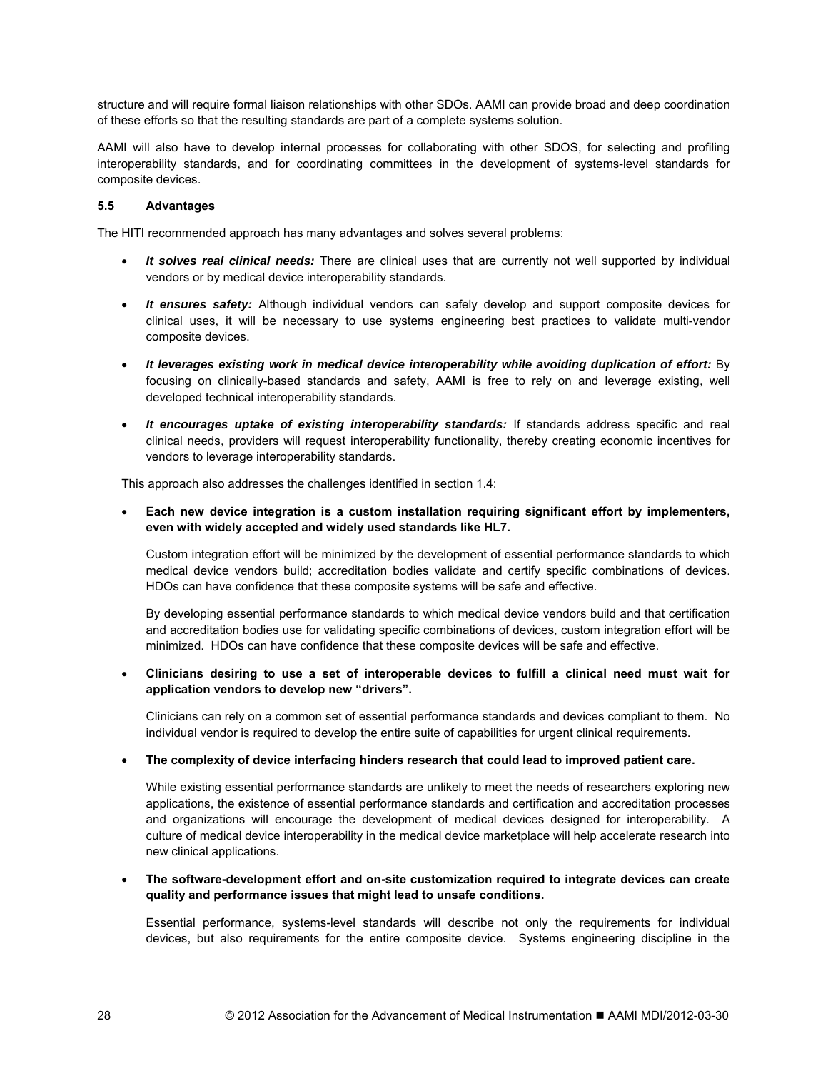structure and will require formal liaison relationships with other SDOs. AAMI can provide broad and deep coordination of these efforts so that the resulting standards are part of a complete systems solution.

AAMI will also have to develop internal processes for collaborating with other SDOS, for selecting and profiling interoperability standards, and for coordinating committees in the development of systems-level standards for composite devices.

### 5.5 Advantages

The HITI recommended approach has many advantages and solves several problems:

- ***It solves real clinical needs:*** There are clinical uses that are currently not well supported by individual vendors or by medical device interoperability standards.
- ***It ensures safety:*** Although individual vendors can safely develop and support composite devices for clinical uses, it will be necessary to use systems engineering best practices to validate multi-vendor composite devices.
- ***It leverages existing work in medical device interoperability while avoiding duplication of effort:*** By focusing on clinically-based standards and safety, AAMI is free to rely on and leverage existing, well developed technical interoperability standards.
- ***It encourages uptake of existing interoperability standards:*** If standards address specific and real clinical needs, providers will request interoperability functionality, thereby creating economic incentives for vendors to leverage interoperability standards.

This approach also addresses the challenges identified in section 1.4:

- **Each new device integration is a custom installation requiring significant effort by implementers, even with widely accepted and widely used standards like HL7.**

  Custom integration effort will be minimized by the development of essential performance standards to which medical device vendors build; accreditation bodies validate and certify specific combinations of devices. HDOs can have confidence that these composite systems will be safe and effective.

  By developing essential performance standards to which medical device vendors build and that certification and accreditation bodies use for validating specific combinations of devices, custom integration effort will be minimized. HDOs can have confidence that these composite devices will be safe and effective.

- **Clinicians desiring to use a set of interoperable devices to fulfill a clinical need must wait for application vendors to develop new "drivers".**

  Clinicians can rely on a common set of essential performance standards and devices compliant to them. No individual vendor is required to develop the entire suite of capabilities for urgent clinical requirements.

- **The complexity of device interfacing hinders research that could lead to improved patient care.**

  While existing essential performance standards are unlikely to meet the needs of researchers exploring new applications, the existence of essential performance standards and certification and accreditation processes and organizations will encourage the development of medical devices designed for interoperability. A culture of medical device interoperability in the medical device marketplace will help accelerate research into new clinical applications.

- **The software-development effort and on-site customization required to integrate devices can create quality and performance issues that might lead to unsafe conditions.**

  Essential performance, systems-level standards will describe not only the requirements for individual devices, but also requirements for the entire composite device. Systems engineering discipline in the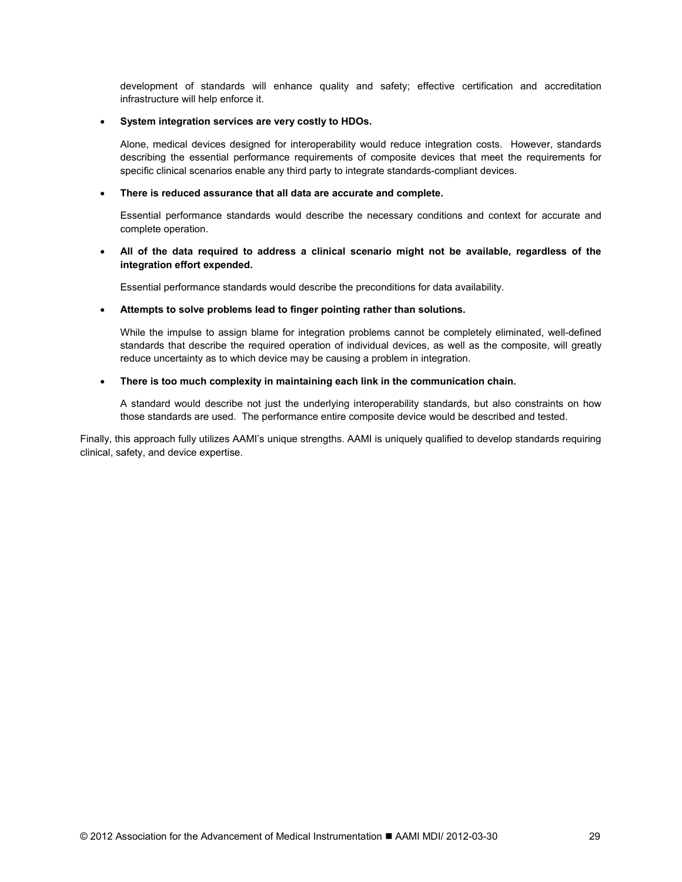development of standards will enhance quality and safety; effective certification and accreditation infrastructure will help enforce it.

- **System integration services are very costly to HDOs.**

  Alone, medical devices designed for interoperability would reduce integration costs. However, standards describing the essential performance requirements of composite devices that meet the requirements for specific clinical scenarios enable any third party to integrate standards-compliant devices.

- **There is reduced assurance that all data are accurate and complete.**

  Essential performance standards would describe the necessary conditions and context for accurate and complete operation.

- **All of the data required to address a clinical scenario might not be available, regardless of the integration effort expended.**

  Essential performance standards would describe the preconditions for data availability.

- **Attempts to solve problems lead to finger pointing rather than solutions.**

  While the impulse to assign blame for integration problems cannot be completely eliminated, well-defined standards that describe the required operation of individual devices, as well as the composite, will greatly reduce uncertainty as to which device may be causing a problem in integration.

- **There is too much complexity in maintaining each link in the communication chain.**

  A standard would describe not just the underlying interoperability standards, but also constraints on how those standards are used. The performance entire composite device would be described and tested.

Finally, this approach fully utilizes AAMI's unique strengths. AAMI is uniquely qualified to develop standards requiring clinical, safety, and device expertise.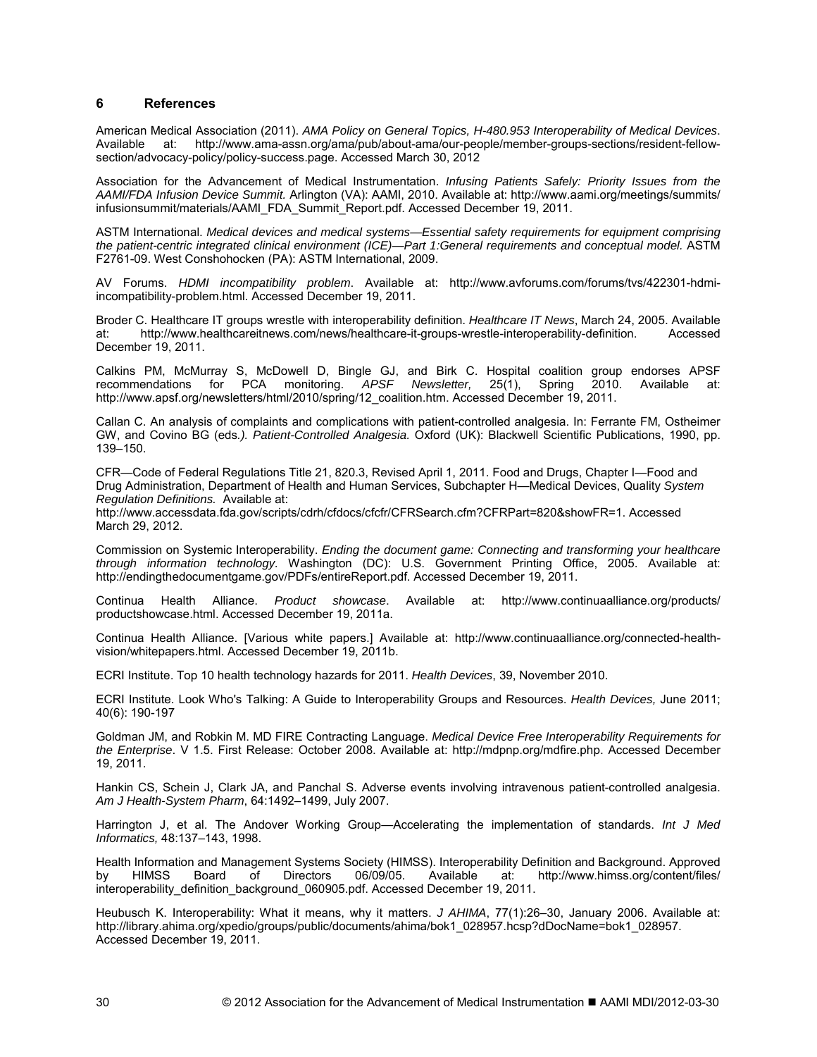## 6 References

American Medical Association (2011). *AMA Policy on General Topics, H-480.953 Interoperability of Medical Devices*. Available at: http://www.ama-assn.org/ama/pub/about-ama/our-people/member-groups-sections/resident-fellow-section/advocacy-policy/policy-success.page. Accessed March 30, 2012

Association for the Advancement of Medical Instrumentation. *Infusing Patients Safely: Priority Issues from the AAMI/FDA Infusion Device Summit.* Arlington (VA): AAMI, 2010. Available at: http://www.aami.org/meetings/summits/infusionsummit/materials/AAMI_FDA_Summit_Report.pdf. Accessed December 19, 2011.

ASTM International. *Medical devices and medical systems—Essential safety requirements for equipment comprising the patient-centric integrated clinical environment (ICE)—Part 1:General requirements and conceptual model.* ASTM F2761-09. West Conshohocken (PA): ASTM International, 2009.

AV Forums. *HDMI incompatibility problem*. Available at: http://www.avforums.com/forums/tvs/422301-hdmi-incompatibility-problem.html. Accessed December 19, 2011.

Broder C. Healthcare IT groups wrestle with interoperability definition. *Healthcare IT News*, March 24, 2005. Available at: http://www.healthcareitnews.com/news/healthcare-it-groups-wrestle-interoperability-definition. Accessed December 19, 2011.

Calkins PM, McMurray S, McDowell D, Bingle GJ, and Birk C. Hospital coalition group endorses APSF recommendations for PCA monitoring. *APSF Newsletter,* 25(1), Spring 2010. Available at: http://www.apsf.org/newsletters/html/2010/spring/12_coalition.htm. Accessed December 19, 2011.

Callan C. An analysis of complaints and complications with patient-controlled analgesia. In: Ferrante FM, Ostheimer GW, and Covino BG (eds*.). Patient-Controlled Analgesia.* Oxford (UK): Blackwell Scientific Publications, 1990, pp. 139–150.

CFR—Code of Federal Regulations Title 21, 820.3, Revised April 1, 2011. Food and Drugs, Chapter I—Food and Drug Administration, Department of Health and Human Services, Subchapter H—Medical Devices, Quality *System Regulation Definitions.* Available at: http://www.accessdata.fda.gov/scripts/cdrh/cfdocs/cfcfr/CFRSearch.cfm?CFRPart=820&showFR=1. Accessed March 29, 2012.

Commission on Systemic Interoperability. *Ending the document game: Connecting and transforming your healthcare through information technology.* Washington (DC): U.S. Government Printing Office, 2005. Available at: http://endingthedocumentgame.gov/PDFs/entireReport.pdf. Accessed December 19, 2011.

Continua Health Alliance. *Product showcase*. Available at: http://www.continuaalliance.org/products/productshowcase.html. Accessed December 19, 2011a.

Continua Health Alliance. [Various white papers.] Available at: http://www.continuaalliance.org/connected-health-vision/whitepapers.html. Accessed December 19, 2011b.

ECRI Institute. Top 10 health technology hazards for 2011. *Health Devices*, 39, November 2010.

ECRI Institute. Look Who's Talking: A Guide to Interoperability Groups and Resources. *Health Devices,* June 2011; 40(6): 190-197

Goldman JM, and Robkin M. MD FIRE Contracting Language. *Medical Device Free Interoperability Requirements for the Enterprise*. V 1.5. First Release: October 2008. Available at: http://mdpnp.org/mdfire.php. Accessed December 19, 2011.

Hankin CS, Schein J, Clark JA, and Panchal S. Adverse events involving intravenous patient-controlled analgesia. *Am J Health-System Pharm*, 64:1492–1499, July 2007.

Harrington J, et al. The Andover Working Group—Accelerating the implementation of standards. *Int J Med Informatics,* 48:137–143, 1998.

Health Information and Management Systems Society (HIMSS). Interoperability Definition and Background. Approved by HIMSS Board of Directors 06/09/05. Available at: http://www.himss.org/content/files/interoperability_definition_background_060905.pdf. Accessed December 19, 2011.

Heubusch K. Interoperability: What it means, why it matters. *J AHIMA*, 77(1):26–30, January 2006. Available at: http://library.ahima.org/xpedio/groups/public/documents/ahima/bok1_028957.hcsp?dDocName=bok1_028957. Accessed December 19, 2011.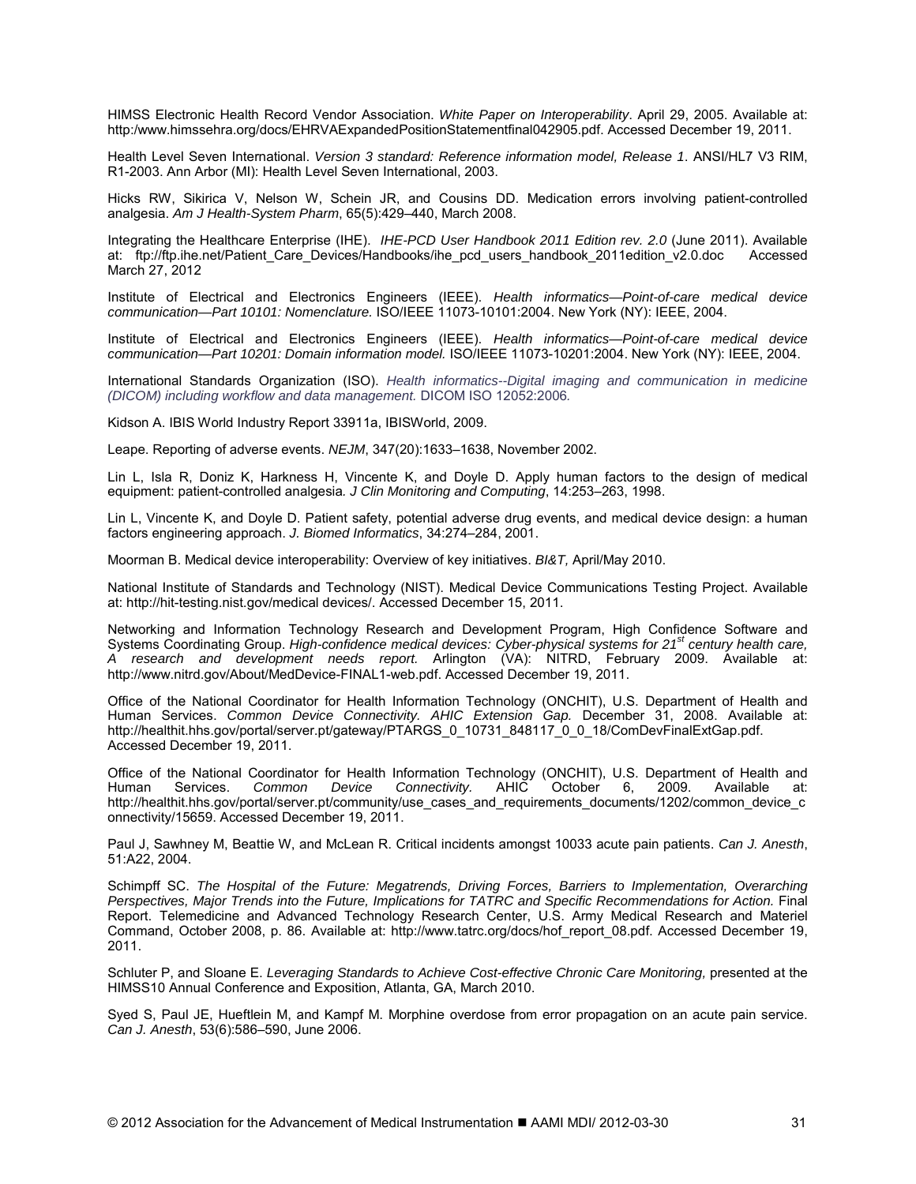HIMSS Electronic Health Record Vendor Association. *White Paper on Interoperability*. April 29, 2005. Available at: http:/www.himssehra.org/docs/EHRVAExpandedPositionStatementfinal042905.pdf. Accessed December 19, 2011.

Health Level Seven International. *Version 3 standard: Reference information model, Release 1*. ANSI/HL7 V3 RIM, R1-2003. Ann Arbor (MI): Health Level Seven International, 2003.

Hicks RW, Sikirica V, Nelson W, Schein JR, and Cousins DD. Medication errors involving patient-controlled analgesia. *Am J Health-System Pharm*, 65(5):429–440, March 2008.

Integrating the Healthcare Enterprise (IHE). *IHE-PCD User Handbook 2011 Edition rev. 2.0* (June 2011). Available at: ftp://ftp.ihe.net/Patient_Care_Devices/Handbooks/ihe_pcd_users_handbook_2011edition_v2.0.doc Accessed March 27, 2012

Institute of Electrical and Electronics Engineers (IEEE). *Health informatics—Point-of-care medical device communication—Part 10101: Nomenclature.* ISO/IEEE 11073-10101:2004. New York (NY): IEEE, 2004.

Institute of Electrical and Electronics Engineers (IEEE). *Health informatics—Point-of-care medical device communication—Part 10201: Domain information model.* ISO/IEEE 11073-10201:2004. New York (NY): IEEE, 2004.

International Standards Organization (ISO). *Health informatics--Digital imaging and communication in medicine (DICOM) including workflow and data management.* DICOM ISO 12052:2006.

Kidson A. IBIS World Industry Report 33911a, IBISWorld, 2009.

Leape. Reporting of adverse events. *NEJM*, 347(20):1633–1638, November 2002.

Lin L, Isla R, Doniz K, Harkness H, Vincente K, and Doyle D. Apply human factors to the design of medical equipment: patient-controlled analgesia. *J Clin Monitoring and Computing*, 14:253–263, 1998.

Lin L, Vincente K, and Doyle D. Patient safety, potential adverse drug events, and medical device design: a human factors engineering approach. *J. Biomed Informatics*, 34:274–284, 2001.

Moorman B. Medical device interoperability: Overview of key initiatives. *BI&T,* April/May 2010.

National Institute of Standards and Technology (NIST). Medical Device Communications Testing Project. Available at: http://hit-testing.nist.gov/medical devices/. Accessed December 15, 2011.

Networking and Information Technology Research and Development Program, High Confidence Software and Systems Coordinating Group. *High-confidence medical devices: Cyber-physical systems for 21st century health care, A research and development needs report.* Arlington (VA): NITRD, February 2009. Available at: http://www.nitrd.gov/About/MedDevice-FINAL1-web.pdf. Accessed December 19, 2011.

Office of the National Coordinator for Health Information Technology (ONCHIT), U.S. Department of Health and Human Services. *Common Device Connectivity. AHIC Extension Gap.* December 31, 2008. Available at: http://healthit.hhs.gov/portal/server.pt/gateway/PTARGS_0_10731_848117_0_0_18/ComDevFinalExtGap.pdf. Accessed December 19, 2011.

Office of the National Coordinator for Health Information Technology (ONCHIT), U.S. Department of Health and Human Services. *Common Device Connectivity.* AHIC October 6, 2009. Available at: http://healthit.hhs.gov/portal/server.pt/community/use_cases_and_requirements_documents/1202/common_device_connectivity/15659. Accessed December 19, 2011.

Paul J, Sawhney M, Beattie W, and McLean R. Critical incidents amongst 10033 acute pain patients. *Can J. Anesth*, 51:A22, 2004.

Schimpff SC. *The Hospital of the Future: Megatrends, Driving Forces, Barriers to Implementation, Overarching Perspectives, Major Trends into the Future, Implications for TATRC and Specific Recommendations for Action.* Final Report. Telemedicine and Advanced Technology Research Center, U.S. Army Medical Research and Materiel Command, October 2008, p. 86. Available at: http://www.tatrc.org/docs/hof_report_08.pdf. Accessed December 19, 2011.

Schluter P, and Sloane E. *Leveraging Standards to Achieve Cost-effective Chronic Care Monitoring,* presented at the HIMSS10 Annual Conference and Exposition, Atlanta, GA, March 2010.

Syed S, Paul JE, Hueftlein M, and Kampf M. Morphine overdose from error propagation on an acute pain service. *Can J. Anesth*, 53(6):586–590, June 2006.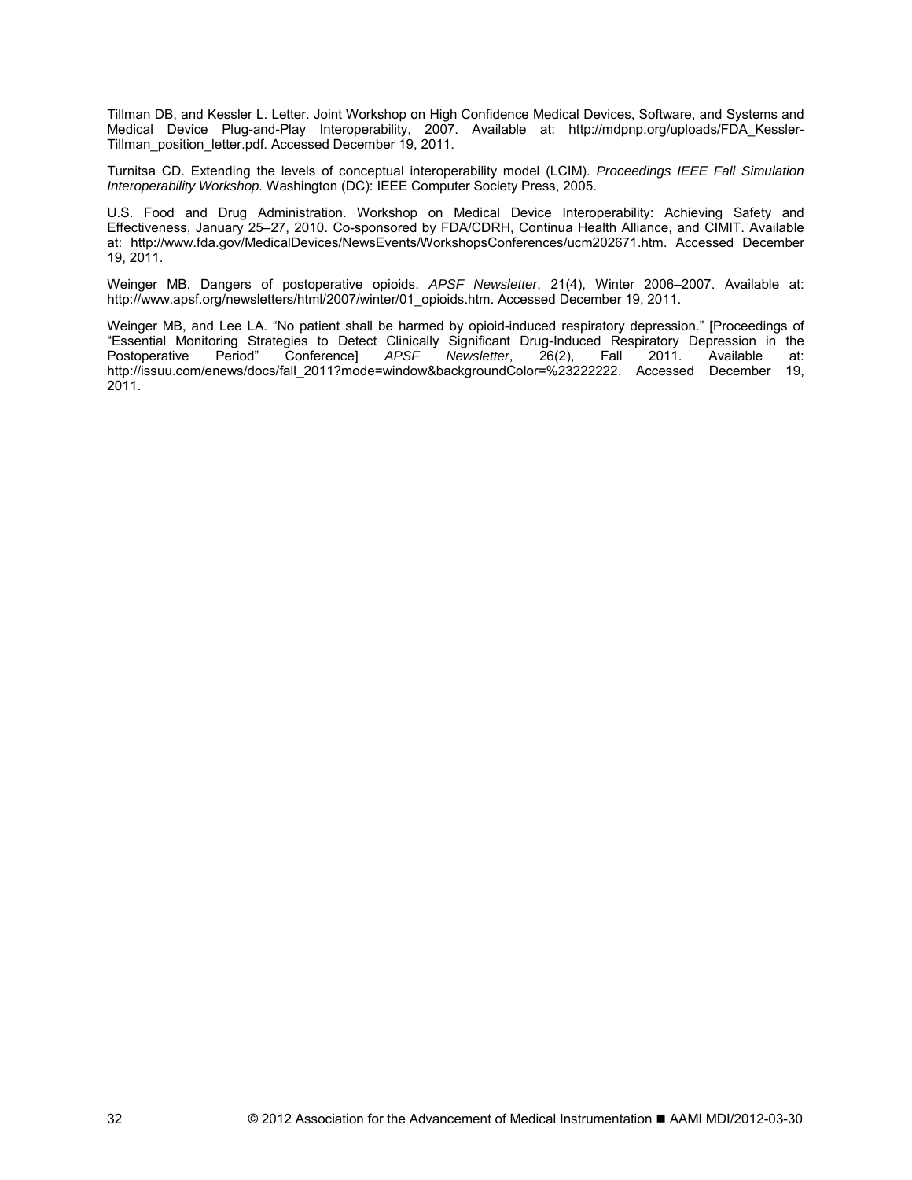Tillman DB, and Kessler L. Letter. Joint Workshop on High Confidence Medical Devices, Software, and Systems and Medical Device Plug-and-Play Interoperability, 2007. Available at: http://mdpnp.org/uploads/FDA_Kessler-Tillman_position_letter.pdf. Accessed December 19, 2011.

Turnitsa CD. Extending the levels of conceptual interoperability model (LCIM). *Proceedings IEEE Fall Simulation Interoperability Workshop.* Washington (DC): IEEE Computer Society Press, 2005.

U.S. Food and Drug Administration. Workshop on Medical Device Interoperability: Achieving Safety and Effectiveness, January 25–27, 2010. Co-sponsored by FDA/CDRH, Continua Health Alliance, and CIMIT. Available at: http://www.fda.gov/MedicalDevices/NewsEvents/WorkshopsConferences/ucm202671.htm. Accessed December 19, 2011.

Weinger MB. Dangers of postoperative opioids. *APSF Newsletter*, 21(4), Winter 2006–2007. Available at: http://www.apsf.org/newsletters/html/2007/winter/01_opioids.htm. Accessed December 19, 2011.

Weinger MB, and Lee LA. "No patient shall be harmed by opioid-induced respiratory depression." [Proceedings of "Essential Monitoring Strategies to Detect Clinically Significant Drug-Induced Respiratory Depression in the Postoperative Period" Conference] *APSF Newsletter*, 26(2), Fall 2011. Available at: http://issuu.com/enews/docs/fall_2011?mode=window&backgroundColor=%23222222. Accessed December 19, 2011.